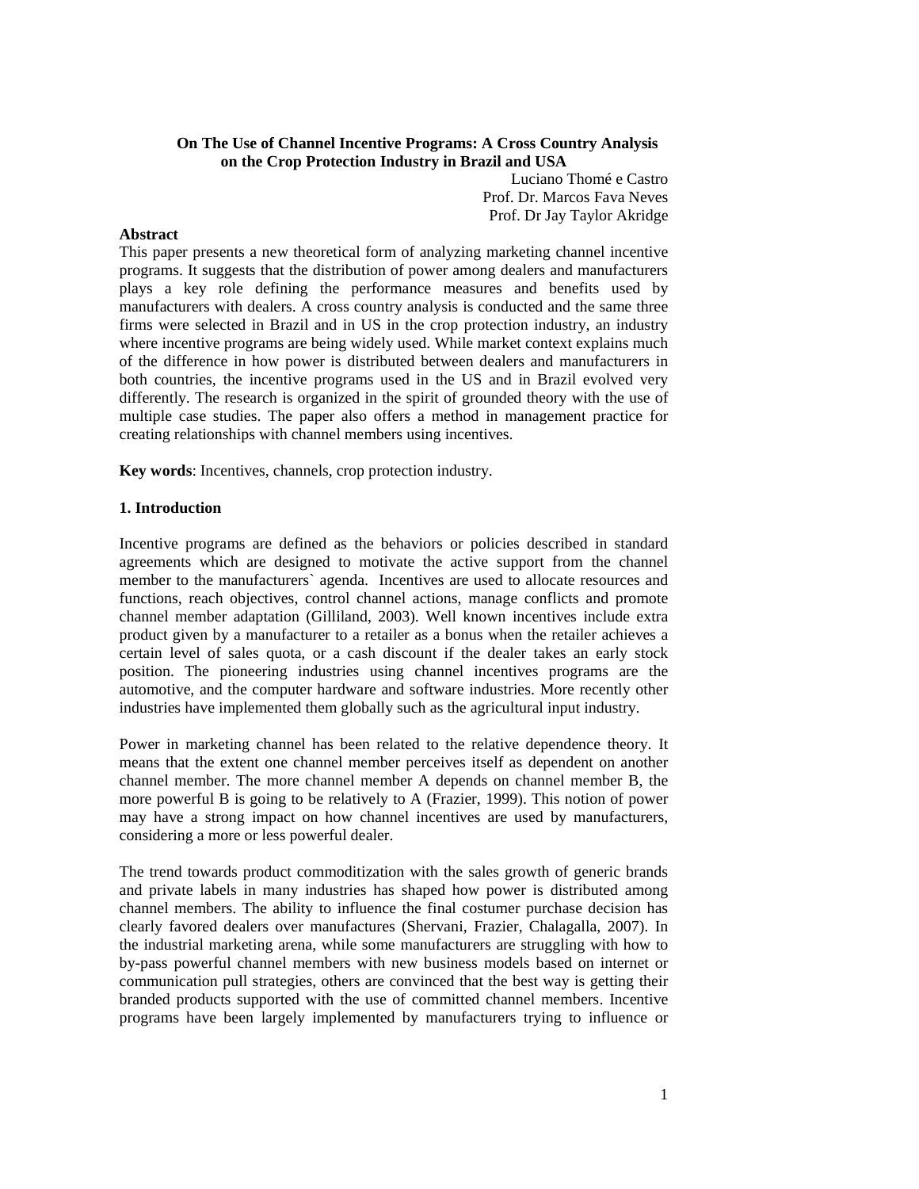# On The Use of Channel Incentive Programs: A Cross Country Analysis on the Crop Protection Industry in Brazil and USA

Luciano Thomé e Castro
Prof. Dr. Marcos Fava Neves
Prof. Dr Jay Taylor Akridge

**Abstract**

This paper presents a new theoretical form of analyzing marketing channel incentive programs. It suggests that the distribution of power among dealers and manufacturers plays a key role defining the performance measures and benefits used by manufacturers with dealers. A cross country analysis is conducted and the same three firms were selected in Brazil and in US in the crop protection industry, an industry where incentive programs are being widely used. While market context explains much of the difference in how power is distributed between dealers and manufacturers in both countries, the incentive programs used in the US and in Brazil evolved very differently. The research is organized in the spirit of grounded theory with the use of multiple case studies. The paper also offers a method in management practice for creating relationships with channel members using incentives.

**Key words**: Incentives, channels, crop protection industry.

## 1. Introduction

Incentive programs are defined as the behaviors or policies described in standard agreements which are designed to motivate the active support from the channel member to the manufacturers` agenda. Incentives are used to allocate resources and functions, reach objectives, control channel actions, manage conflicts and promote channel member adaptation (Gilliland, 2003). Well known incentives include extra product given by a manufacturer to a retailer as a bonus when the retailer achieves a certain level of sales quota, or a cash discount if the dealer takes an early stock position. The pioneering industries using channel incentives programs are the automotive, and the computer hardware and software industries. More recently other industries have implemented them globally such as the agricultural input industry.

Power in marketing channel has been related to the relative dependence theory. It means that the extent one channel member perceives itself as dependent on another channel member. The more channel member A depends on channel member B, the more powerful B is going to be relatively to A (Frazier, 1999). This notion of power may have a strong impact on how channel incentives are used by manufacturers, considering a more or less powerful dealer.

The trend towards product commoditization with the sales growth of generic brands and private labels in many industries has shaped how power is distributed among channel members. The ability to influence the final costumer purchase decision has clearly favored dealers over manufactures (Shervani, Frazier, Chalagalla, 2007). In the industrial marketing arena, while some manufacturers are struggling with how to by-pass powerful channel members with new business models based on internet or communication pull strategies, others are convinced that the best way is getting their branded products supported with the use of committed channel members. Incentive programs have been largely implemented by manufacturers trying to influence or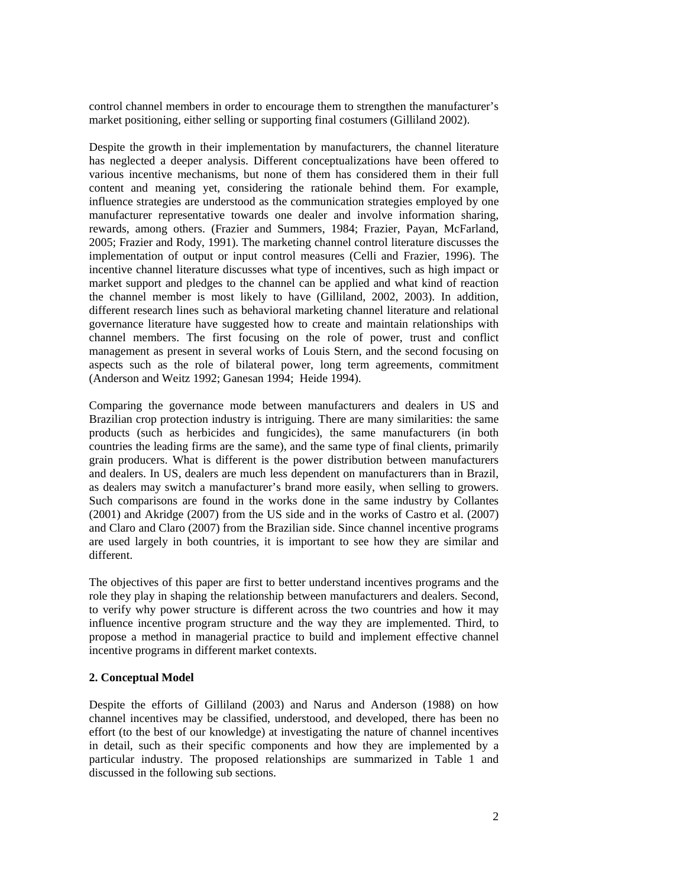control channel members in order to encourage them to strengthen the manufacturer's market positioning, either selling or supporting final costumers (Gilliland 2002).

Despite the growth in their implementation by manufacturers, the channel literature has neglected a deeper analysis. Different conceptualizations have been offered to various incentive mechanisms, but none of them has considered them in their full content and meaning yet, considering the rationale behind them. For example, influence strategies are understood as the communication strategies employed by one manufacturer representative towards one dealer and involve information sharing, rewards, among others. (Frazier and Summers, 1984; Frazier, Payan, McFarland, 2005; Frazier and Rody, 1991). The marketing channel control literature discusses the implementation of output or input control measures (Celli and Frazier, 1996). The incentive channel literature discusses what type of incentives, such as high impact or market support and pledges to the channel can be applied and what kind of reaction the channel member is most likely to have (Gilliland, 2002, 2003). In addition, different research lines such as behavioral marketing channel literature and relational governance literature have suggested how to create and maintain relationships with channel members. The first focusing on the role of power, trust and conflict management as present in several works of Louis Stern, and the second focusing on aspects such as the role of bilateral power, long term agreements, commitment (Anderson and Weitz 1992; Ganesan 1994; Heide 1994).

Comparing the governance mode between manufacturers and dealers in US and Brazilian crop protection industry is intriguing. There are many similarities: the same products (such as herbicides and fungicides), the same manufacturers (in both countries the leading firms are the same), and the same type of final clients, primarily grain producers. What is different is the power distribution between manufacturers and dealers. In US, dealers are much less dependent on manufacturers than in Brazil, as dealers may switch a manufacturer's brand more easily, when selling to growers. Such comparisons are found in the works done in the same industry by Collantes (2001) and Akridge (2007) from the US side and in the works of Castro et al. (2007) and Claro and Claro (2007) from the Brazilian side. Since channel incentive programs are used largely in both countries, it is important to see how they are similar and different.

The objectives of this paper are first to better understand incentives programs and the role they play in shaping the relationship between manufacturers and dealers. Second, to verify why power structure is different across the two countries and how it may influence incentive program structure and the way they are implemented. Third, to propose a method in managerial practice to build and implement effective channel incentive programs in different market contexts.

## 2. Conceptual Model

Despite the efforts of Gilliland (2003) and Narus and Anderson (1988) on how channel incentives may be classified, understood, and developed, there has been no effort (to the best of our knowledge) at investigating the nature of channel incentives in detail, such as their specific components and how they are implemented by a particular industry. The proposed relationships are summarized in Table 1 and discussed in the following sub sections.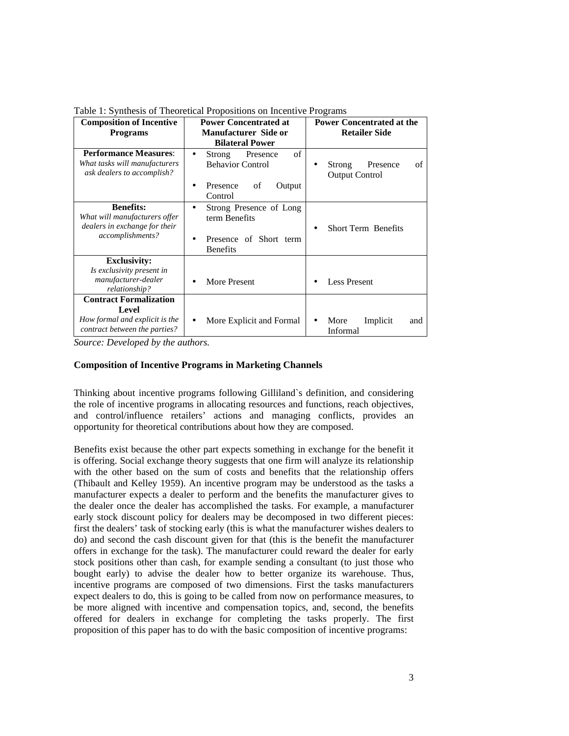Table 1: Synthesis of Theoretical Propositions on Incentive Programs

| Composition of Incentive Programs | Power Concentrated at Manufacturer Side or Bilateral Power | Power Concentrated at the Retailer Side |
|---|---|---|
| **Performance Measures**: *What tasks will manufacturers ask dealers to accomplish?* | • Strong Presence of Behavior Control<br>• Presence of Output Control | • Strong Presence of Output Control |
| **Benefits:** *What will manufacturers offer dealers in exchange for their accomplishments?* | • Strong Presence of Long term Benefits<br>• Presence of Short term Benefits | • Short Term Benefits |
| **Exclusivity:** *Is exclusivity present in manufacturer-dealer relationship?* | • More Present | • Less Present |
| **Contract Formalization Level** *How formal and explicit is the contract between the parties?* | • More Explicit and Formal | • More Implicit and Informal |

*Source: Developed by the authors.*

**Composition of Incentive Programs in Marketing Channels**

Thinking about incentive programs following Gilliland`s definition, and considering the role of incentive programs in allocating resources and functions, reach objectives, and control/influence retailers' actions and managing conflicts, provides an opportunity for theoretical contributions about how they are composed.

Benefits exist because the other part expects something in exchange for the benefit it is offering. Social exchange theory suggests that one firm will analyze its relationship with the other based on the sum of costs and benefits that the relationship offers (Thibault and Kelley 1959). An incentive program may be understood as the tasks a manufacturer expects a dealer to perform and the benefits the manufacturer gives to the dealer once the dealer has accomplished the tasks. For example, a manufacturer early stock discount policy for dealers may be decomposed in two different pieces: first the dealers' task of stocking early (this is what the manufacturer wishes dealers to do) and second the cash discount given for that (this is the benefit the manufacturer offers in exchange for the task). The manufacturer could reward the dealer for early stock positions other than cash, for example sending a consultant (to just those who bought early) to advise the dealer how to better organize its warehouse. Thus, incentive programs are composed of two dimensions. First the tasks manufacturers expect dealers to do, this is going to be called from now on performance measures, to be more aligned with incentive and compensation topics, and, second, the benefits offered for dealers in exchange for completing the tasks properly. The first proposition of this paper has to do with the basic composition of incentive programs: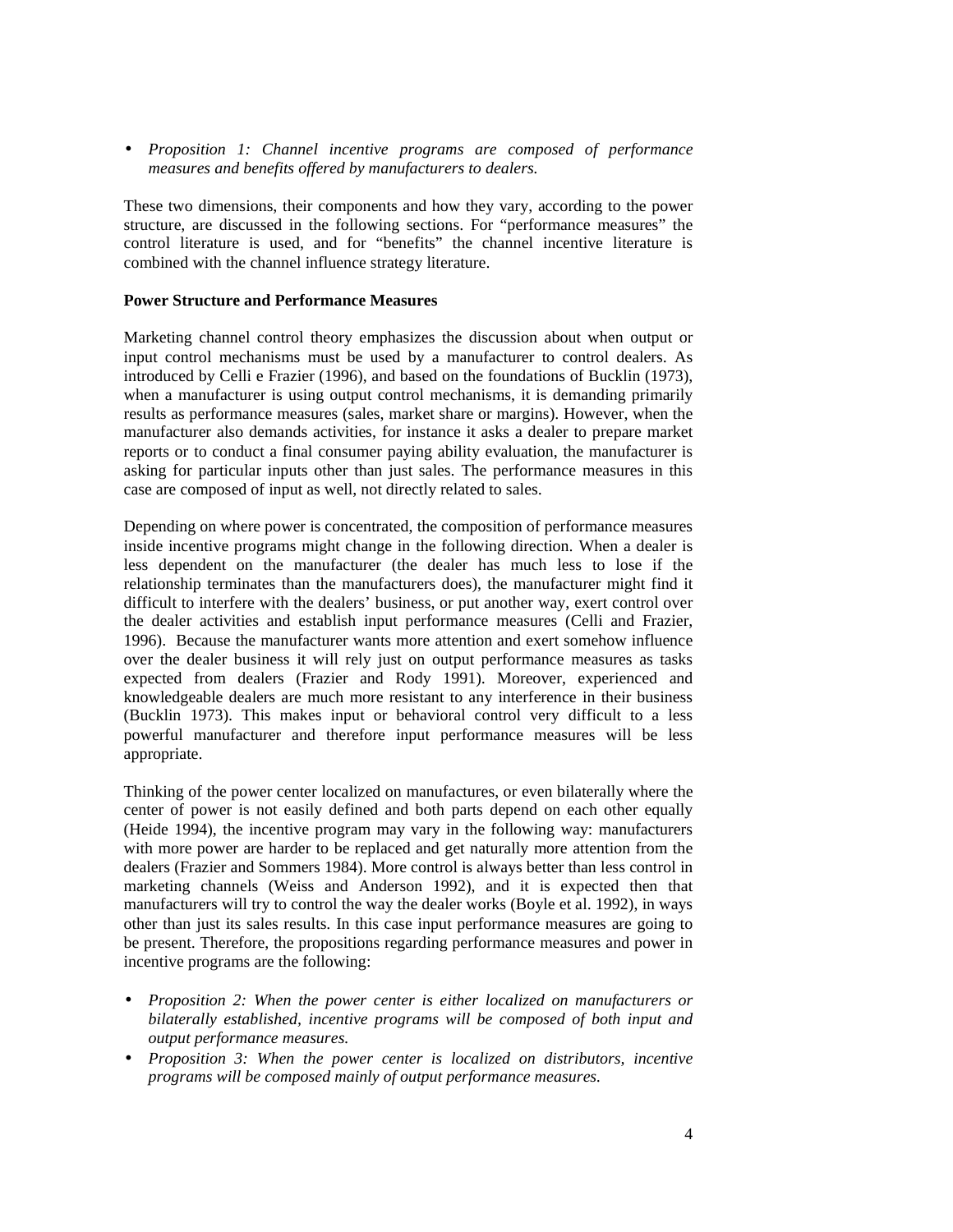- *Proposition 1: Channel incentive programs are composed of performance measures and benefits offered by manufacturers to dealers.*

These two dimensions, their components and how they vary, according to the power structure, are discussed in the following sections. For "performance measures" the control literature is used, and for "benefits" the channel incentive literature is combined with the channel influence strategy literature.

**Power Structure and Performance Measures**

Marketing channel control theory emphasizes the discussion about when output or input control mechanisms must be used by a manufacturer to control dealers. As introduced by Celli e Frazier (1996), and based on the foundations of Bucklin (1973), when a manufacturer is using output control mechanisms, it is demanding primarily results as performance measures (sales, market share or margins). However, when the manufacturer also demands activities, for instance it asks a dealer to prepare market reports or to conduct a final consumer paying ability evaluation, the manufacturer is asking for particular inputs other than just sales. The performance measures in this case are composed of input as well, not directly related to sales.

Depending on where power is concentrated, the composition of performance measures inside incentive programs might change in the following direction. When a dealer is less dependent on the manufacturer (the dealer has much less to lose if the relationship terminates than the manufacturers does), the manufacturer might find it difficult to interfere with the dealers' business, or put another way, exert control over the dealer activities and establish input performance measures (Celli and Frazier, 1996). Because the manufacturer wants more attention and exert somehow influence over the dealer business it will rely just on output performance measures as tasks expected from dealers (Frazier and Rody 1991). Moreover, experienced and knowledgeable dealers are much more resistant to any interference in their business (Bucklin 1973). This makes input or behavioral control very difficult to a less powerful manufacturer and therefore input performance measures will be less appropriate.

Thinking of the power center localized on manufactures, or even bilaterally where the center of power is not easily defined and both parts depend on each other equally (Heide 1994), the incentive program may vary in the following way: manufacturers with more power are harder to be replaced and get naturally more attention from the dealers (Frazier and Sommers 1984). More control is always better than less control in marketing channels (Weiss and Anderson 1992), and it is expected then that manufacturers will try to control the way the dealer works (Boyle et al. 1992), in ways other than just its sales results. In this case input performance measures are going to be present. Therefore, the propositions regarding performance measures and power in incentive programs are the following:

- *Proposition 2: When the power center is either localized on manufacturers or bilaterally established, incentive programs will be composed of both input and output performance measures.*
- *Proposition 3: When the power center is localized on distributors, incentive programs will be composed mainly of output performance measures.*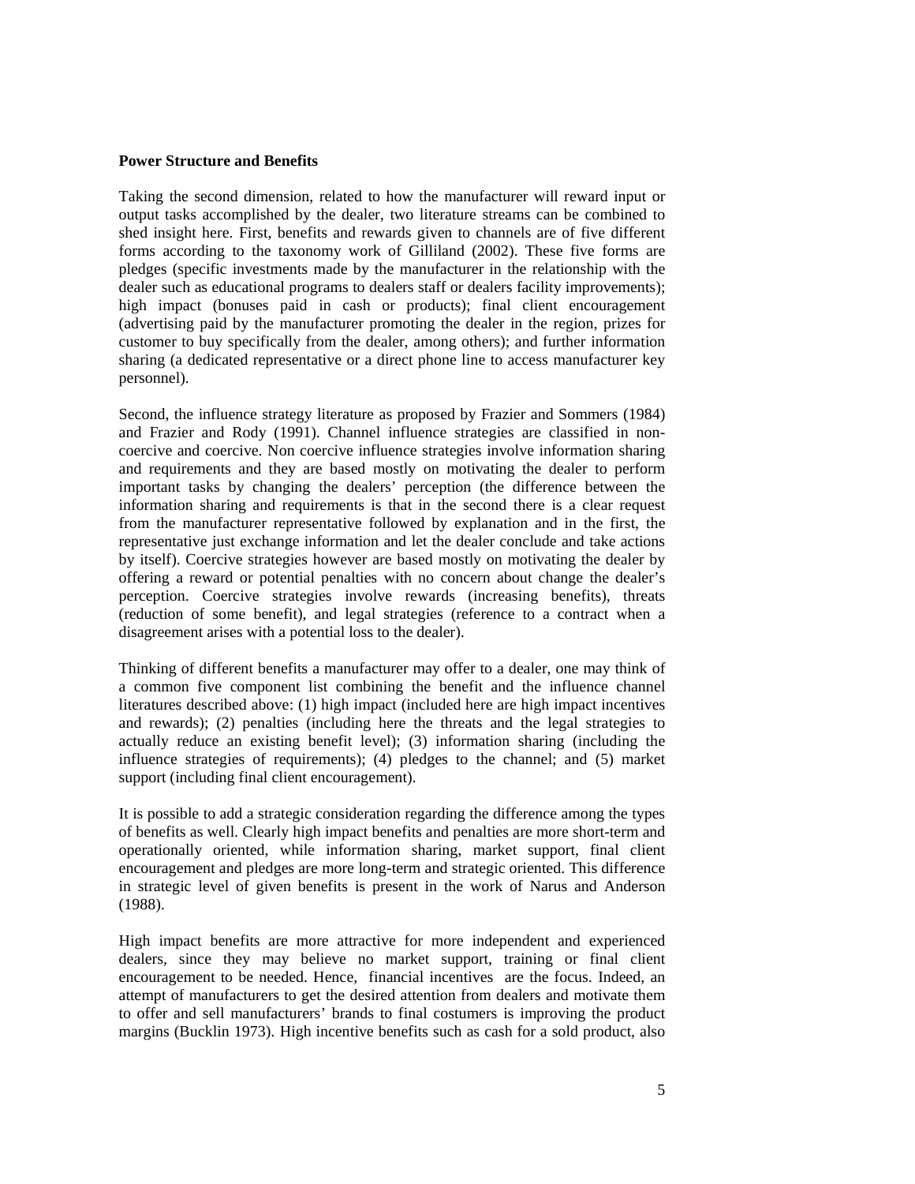**Power Structure and Benefits**

Taking the second dimension, related to how the manufacturer will reward input or output tasks accomplished by the dealer, two literature streams can be combined to shed insight here. First, benefits and rewards given to channels are of five different forms according to the taxonomy work of Gilliland (2002). These five forms are pledges (specific investments made by the manufacturer in the relationship with the dealer such as educational programs to dealers staff or dealers facility improvements); high impact (bonuses paid in cash or products); final client encouragement (advertising paid by the manufacturer promoting the dealer in the region, prizes for customer to buy specifically from the dealer, among others); and further information sharing (a dedicated representative or a direct phone line to access manufacturer key personnel).

Second, the influence strategy literature as proposed by Frazier and Sommers (1984) and Frazier and Rody (1991). Channel influence strategies are classified in non-coercive and coercive. Non coercive influence strategies involve information sharing and requirements and they are based mostly on motivating the dealer to perform important tasks by changing the dealers' perception (the difference between the information sharing and requirements is that in the second there is a clear request from the manufacturer representative followed by explanation and in the first, the representative just exchange information and let the dealer conclude and take actions by itself). Coercive strategies however are based mostly on motivating the dealer by offering a reward or potential penalties with no concern about change the dealer's perception. Coercive strategies involve rewards (increasing benefits), threats (reduction of some benefit), and legal strategies (reference to a contract when a disagreement arises with a potential loss to the dealer).

Thinking of different benefits a manufacturer may offer to a dealer, one may think of a common five component list combining the benefit and the influence channel literatures described above: (1) high impact (included here are high impact incentives and rewards); (2) penalties (including here the threats and the legal strategies to actually reduce an existing benefit level); (3) information sharing (including the influence strategies of requirements); (4) pledges to the channel; and (5) market support (including final client encouragement).

It is possible to add a strategic consideration regarding the difference among the types of benefits as well. Clearly high impact benefits and penalties are more short-term and operationally oriented, while information sharing, market support, final client encouragement and pledges are more long-term and strategic oriented. This difference in strategic level of given benefits is present in the work of Narus and Anderson (1988).

High impact benefits are more attractive for more independent and experienced dealers, since they may believe no market support, training or final client encouragement to be needed. Hence, financial incentives are the focus. Indeed, an attempt of manufacturers to get the desired attention from dealers and motivate them to offer and sell manufacturers' brands to final costumers is improving the product margins (Bucklin 1973). High incentive benefits such as cash for a sold product, also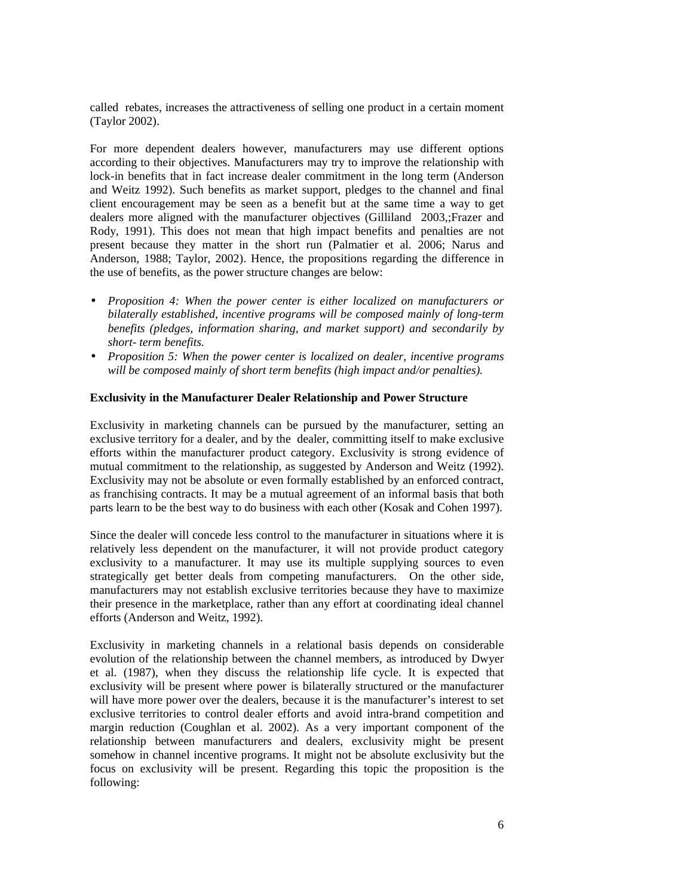called rebates, increases the attractiveness of selling one product in a certain moment (Taylor 2002).

For more dependent dealers however, manufacturers may use different options according to their objectives. Manufacturers may try to improve the relationship with lock-in benefits that in fact increase dealer commitment in the long term (Anderson and Weitz 1992). Such benefits as market support, pledges to the channel and final client encouragement may be seen as a benefit but at the same time a way to get dealers more aligned with the manufacturer objectives (Gilliland 2003,;Frazer and Rody, 1991). This does not mean that high impact benefits and penalties are not present because they matter in the short run (Palmatier et al. 2006; Narus and Anderson, 1988; Taylor, 2002). Hence, the propositions regarding the difference in the use of benefits, as the power structure changes are below:

- *Proposition 4: When the power center is either localized on manufacturers or bilaterally established, incentive programs will be composed mainly of long-term benefits (pledges, information sharing, and market support) and secondarily by short- term benefits.*
- *Proposition 5: When the power center is localized on dealer, incentive programs will be composed mainly of short term benefits (high impact and/or penalties).*

**Exclusivity in the Manufacturer Dealer Relationship and Power Structure**

Exclusivity in marketing channels can be pursued by the manufacturer, setting an exclusive territory for a dealer, and by the dealer, committing itself to make exclusive efforts within the manufacturer product category. Exclusivity is strong evidence of mutual commitment to the relationship, as suggested by Anderson and Weitz (1992). Exclusivity may not be absolute or even formally established by an enforced contract, as franchising contracts. It may be a mutual agreement of an informal basis that both parts learn to be the best way to do business with each other (Kosak and Cohen 1997).

Since the dealer will concede less control to the manufacturer in situations where it is relatively less dependent on the manufacturer, it will not provide product category exclusivity to a manufacturer. It may use its multiple supplying sources to even strategically get better deals from competing manufacturers. On the other side, manufacturers may not establish exclusive territories because they have to maximize their presence in the marketplace, rather than any effort at coordinating ideal channel efforts (Anderson and Weitz, 1992).

Exclusivity in marketing channels in a relational basis depends on considerable evolution of the relationship between the channel members, as introduced by Dwyer et al. (1987), when they discuss the relationship life cycle. It is expected that exclusivity will be present where power is bilaterally structured or the manufacturer will have more power over the dealers, because it is the manufacturer's interest to set exclusive territories to control dealer efforts and avoid intra-brand competition and margin reduction (Coughlan et al. 2002). As a very important component of the relationship between manufacturers and dealers, exclusivity might be present somehow in channel incentive programs. It might not be absolute exclusivity but the focus on exclusivity will be present. Regarding this topic the proposition is the following: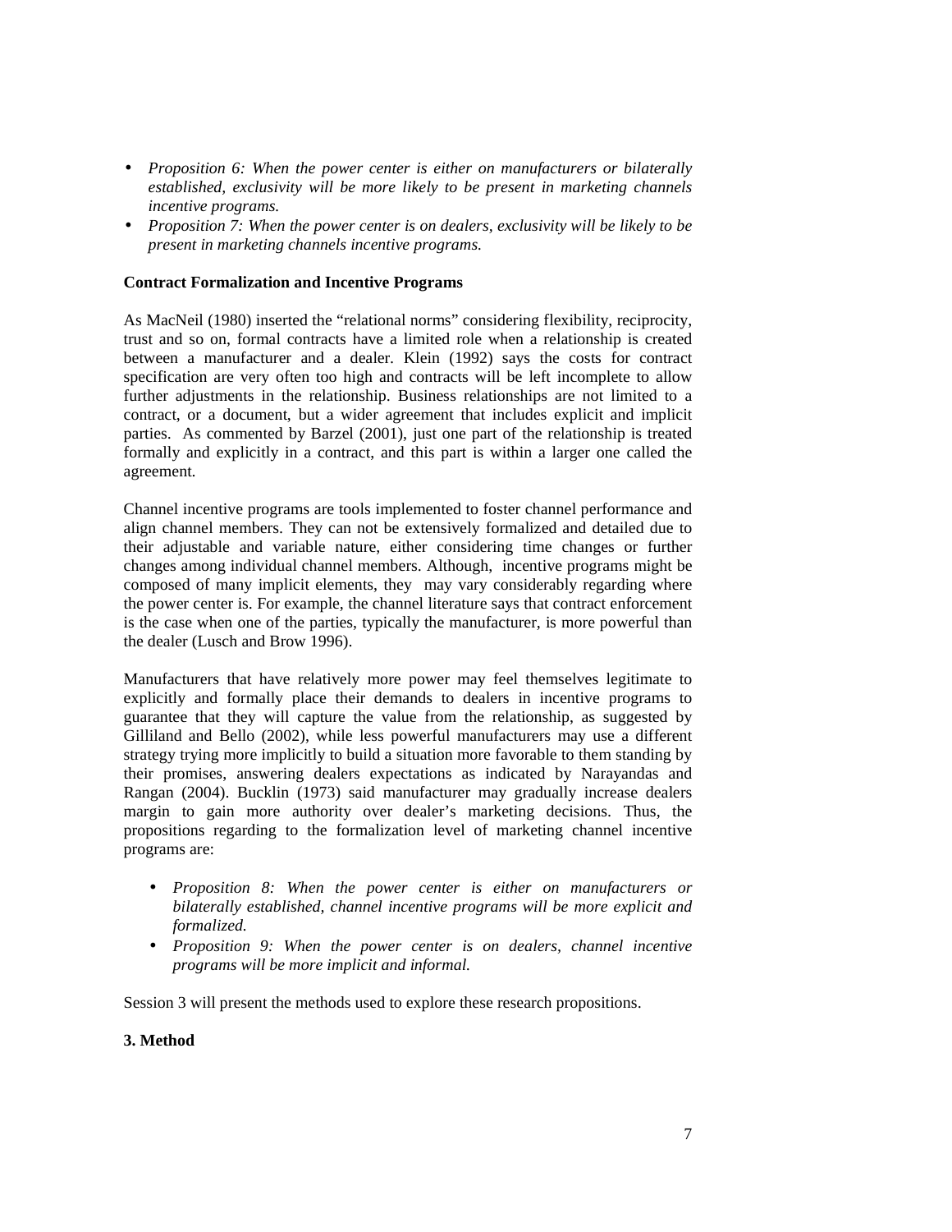- *Proposition 6: When the power center is either on manufacturers or bilaterally established, exclusivity will be more likely to be present in marketing channels incentive programs.*
- *Proposition 7: When the power center is on dealers, exclusivity will be likely to be present in marketing channels incentive programs.*

**Contract Formalization and Incentive Programs**

As MacNeil (1980) inserted the "relational norms" considering flexibility, reciprocity, trust and so on, formal contracts have a limited role when a relationship is created between a manufacturer and a dealer. Klein (1992) says the costs for contract specification are very often too high and contracts will be left incomplete to allow further adjustments in the relationship. Business relationships are not limited to a contract, or a document, but a wider agreement that includes explicit and implicit parties. As commented by Barzel (2001), just one part of the relationship is treated formally and explicitly in a contract, and this part is within a larger one called the agreement.

Channel incentive programs are tools implemented to foster channel performance and align channel members. They can not be extensively formalized and detailed due to their adjustable and variable nature, either considering time changes or further changes among individual channel members. Although, incentive programs might be composed of many implicit elements, they may vary considerably regarding where the power center is. For example, the channel literature says that contract enforcement is the case when one of the parties, typically the manufacturer, is more powerful than the dealer (Lusch and Brow 1996).

Manufacturers that have relatively more power may feel themselves legitimate to explicitly and formally place their demands to dealers in incentive programs to guarantee that they will capture the value from the relationship, as suggested by Gilliland and Bello (2002), while less powerful manufacturers may use a different strategy trying more implicitly to build a situation more favorable to them standing by their promises, answering dealers expectations as indicated by Narayandas and Rangan (2004). Bucklin (1973) said manufacturer may gradually increase dealers margin to gain more authority over dealer's marketing decisions. Thus, the propositions regarding to the formalization level of marketing channel incentive programs are:

- *Proposition 8: When the power center is either on manufacturers or bilaterally established, channel incentive programs will be more explicit and formalized.*
- *Proposition 9: When the power center is on dealers, channel incentive programs will be more implicit and informal.*

Session 3 will present the methods used to explore these research propositions.

**3. Method**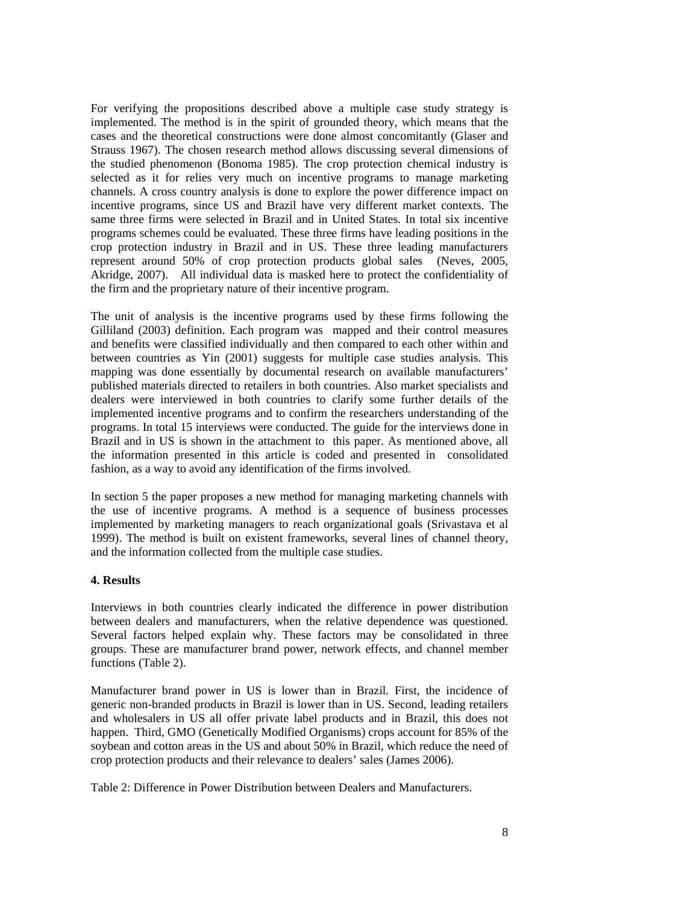For verifying the propositions described above a multiple case study strategy is implemented. The method is in the spirit of grounded theory, which means that the cases and the theoretical constructions were done almost concomitantly (Glaser and Strauss 1967). The chosen research method allows discussing several dimensions of the studied phenomenon (Bonoma 1985). The crop protection chemical industry is selected as it for relies very much on incentive programs to manage marketing channels. A cross country analysis is done to explore the power difference impact on incentive programs, since US and Brazil have very different market contexts. The same three firms were selected in Brazil and in United States. In total six incentive programs schemes could be evaluated. These three firms have leading positions in the crop protection industry in Brazil and in US. These three leading manufacturers represent around 50% of crop protection products global sales (Neves, 2005, Akridge, 2007). All individual data is masked here to protect the confidentiality of the firm and the proprietary nature of their incentive program.

The unit of analysis is the incentive programs used by these firms following the Gilliland (2003) definition. Each program was mapped and their control measures and benefits were classified individually and then compared to each other within and between countries as Yin (2001) suggests for multiple case studies analysis. This mapping was done essentially by documental research on available manufacturers' published materials directed to retailers in both countries. Also market specialists and dealers were interviewed in both countries to clarify some further details of the implemented incentive programs and to confirm the researchers understanding of the programs. In total 15 interviews were conducted. The guide for the interviews done in Brazil and in US is shown in the attachment to this paper. As mentioned above, all the information presented in this article is coded and presented in consolidated fashion, as a way to avoid any identification of the firms involved.

In section 5 the paper proposes a new method for managing marketing channels with the use of incentive programs. A method is a sequence of business processes implemented by marketing managers to reach organizational goals (Srivastava et al 1999). The method is built on existent frameworks, several lines of channel theory, and the information collected from the multiple case studies.

## 4. Results

Interviews in both countries clearly indicated the difference in power distribution between dealers and manufacturers, when the relative dependence was questioned. Several factors helped explain why. These factors may be consolidated in three groups. These are manufacturer brand power, network effects, and channel member functions (Table 2).

Manufacturer brand power in US is lower than in Brazil. First, the incidence of generic non-branded products in Brazil is lower than in US. Second, leading retailers and wholesalers in US all offer private label products and in Brazil, this does not happen. Third, GMO (Genetically Modified Organisms) crops account for 85% of the soybean and cotton areas in the US and about 50% in Brazil, which reduce the need of crop protection products and their relevance to dealers' sales (James 2006).

Table 2: Difference in Power Distribution between Dealers and Manufacturers.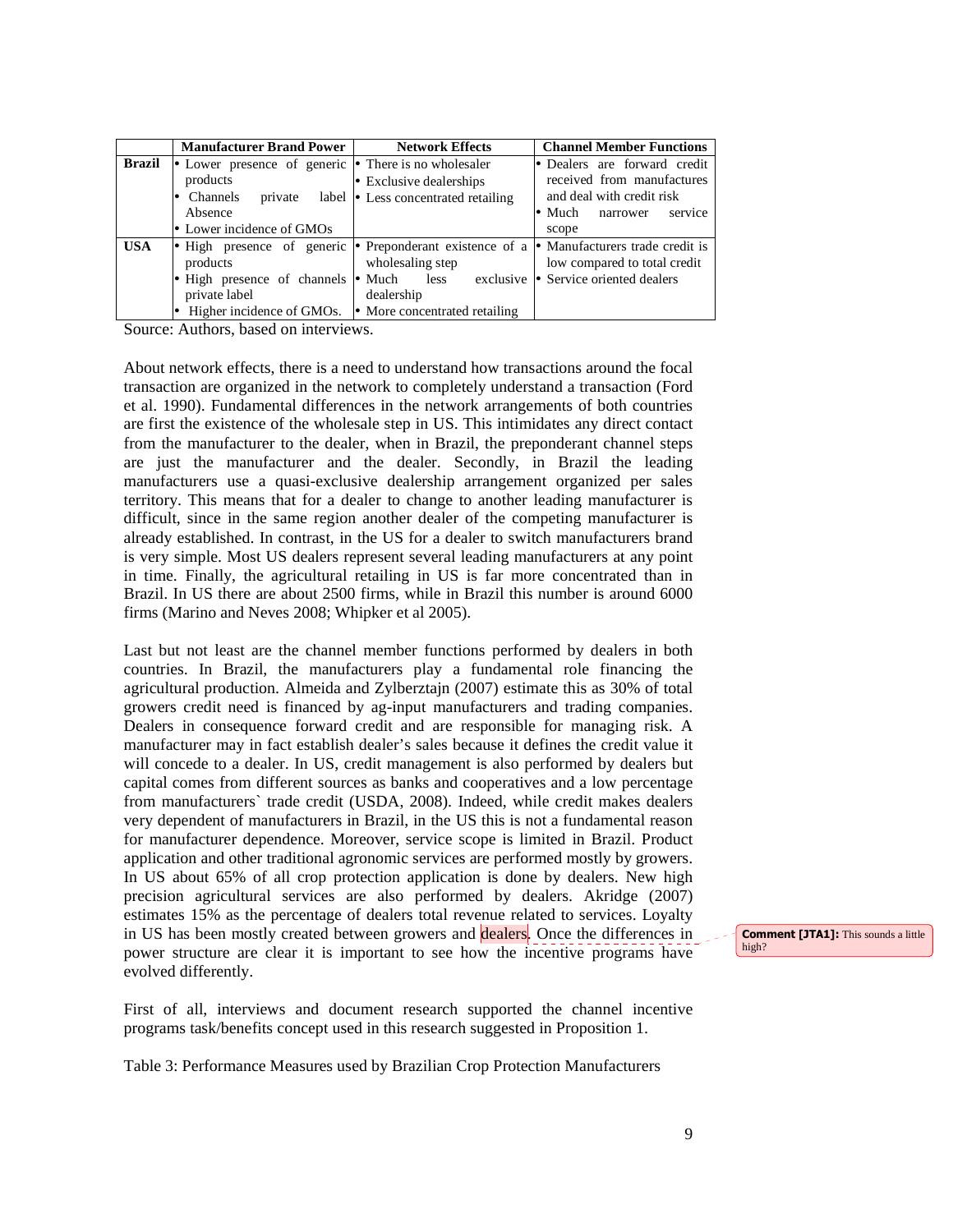| | Manufacturer Brand Power | Network Effects | Channel Member Functions |
|---|---|---|---|
| **Brazil** | • Lower presence of generic products<br>• Channels private label Absence<br>• Lower incidence of GMOs | • There is no wholesaler<br>• Exclusive dealerships<br>• Less concentrated retailing | • Dealers are forward credit received from manufactures and deal with credit risk<br>• Much narrower service scope |
| **USA** | • High presence of generic products<br>• High presence of channels private label<br>• Higher incidence of GMOs. | • Preponderant existence of a wholesaling step<br>• Much less exclusive dealership<br>• More concentrated retailing | • Manufacturers trade credit is low compared to total credit<br>• Service oriented dealers |

Source: Authors, based on interviews.

About network effects, there is a need to understand how transactions around the focal transaction are organized in the network to completely understand a transaction (Ford et al. 1990). Fundamental differences in the network arrangements of both countries are first the existence of the wholesale step in US. This intimidates any direct contact from the manufacturer to the dealer, when in Brazil, the preponderant channel steps are just the manufacturer and the dealer. Secondly, in Brazil the leading manufacturers use a quasi-exclusive dealership arrangement organized per sales territory. This means that for a dealer to change to another leading manufacturer is difficult, since in the same region another dealer of the competing manufacturer is already established. In contrast, in the US for a dealer to switch manufacturers brand is very simple. Most US dealers represent several leading manufacturers at any point in time. Finally, the agricultural retailing in US is far more concentrated than in Brazil. In US there are about 2500 firms, while in Brazil this number is around 6000 firms (Marino and Neves 2008; Whipker et al 2005).

Last but not least are the channel member functions performed by dealers in both countries. In Brazil, the manufacturers play a fundamental role financing the agricultural production. Almeida and Zylberztajn (2007) estimate this as 30% of total growers credit need is financed by ag-input manufacturers and trading companies. Dealers in consequence forward credit and are responsible for managing risk. A manufacturer may in fact establish dealer's sales because it defines the credit value it will concede to a dealer. In US, credit management is also performed by dealers but capital comes from different sources as banks and cooperatives and a low percentage from manufacturers` trade credit (USDA, 2008). Indeed, while credit makes dealers very dependent of manufacturers in Brazil, in the US this is not a fundamental reason for manufacturer dependence. Moreover, service scope is limited in Brazil. Product application and other traditional agronomic services are performed mostly by growers. In US about 65% of all crop protection application is done by dealers. New high precision agricultural services are also performed by dealers. Akridge (2007) estimates 15% as the percentage of dealers total revenue related to services. Loyalty in US has been mostly created between growers and dealers. Once the differences in power structure are clear it is important to see how the incentive programs have evolved differently.

**Comment [JTA1]:** This sounds a little high?

First of all, interviews and document research supported the channel incentive programs task/benefits concept used in this research suggested in Proposition 1.

Table 3: Performance Measures used by Brazilian Crop Protection Manufacturers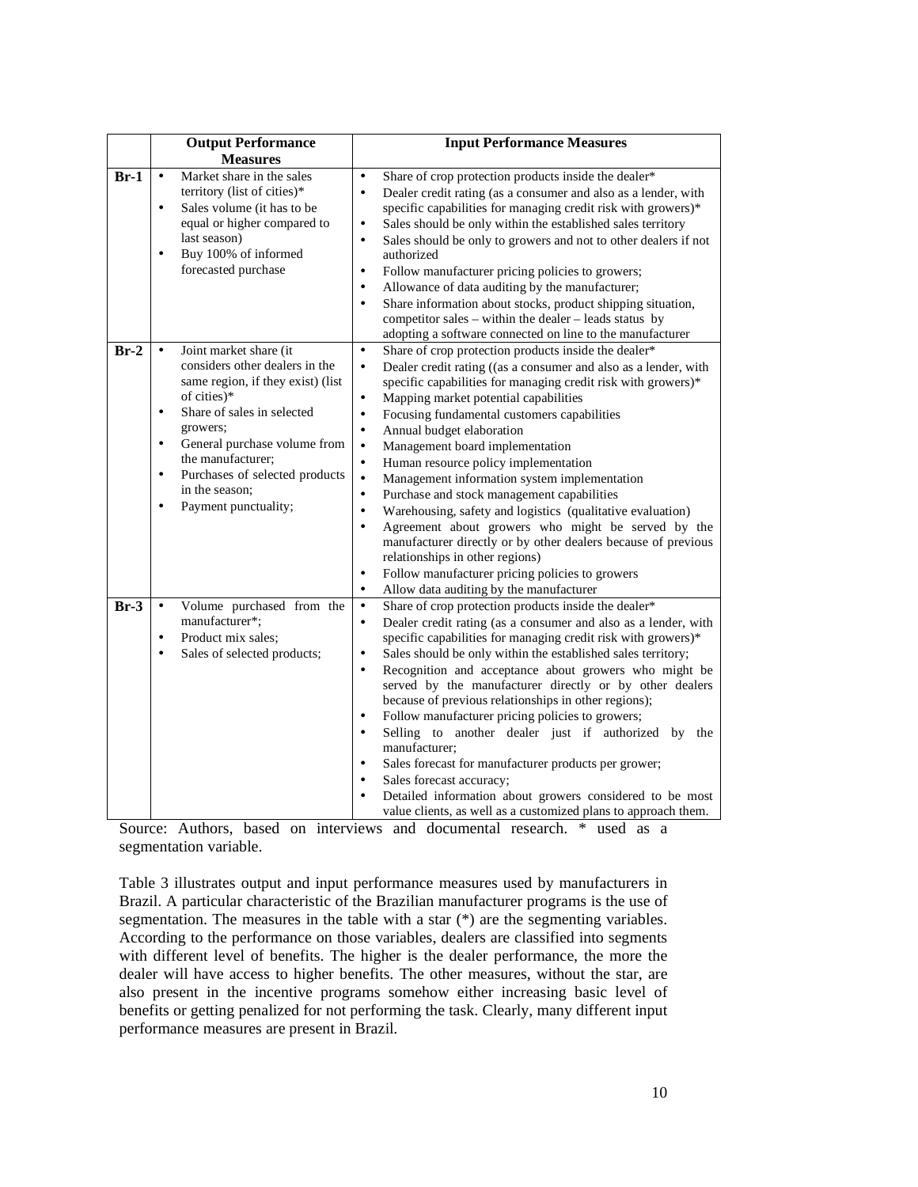| | Output Performance Measures | Input Performance Measures |
|---|---|---|
| **Br-1** | • Market share in the sales territory (list of cities)*<br>• Sales volume (it has to be equal or higher compared to last season)<br>• Buy 100% of informed forecasted purchase | • Share of crop protection products inside the dealer*<br>• Dealer credit rating (as a consumer and also as a lender, with specific capabilities for managing credit risk with growers)*<br>• Sales should be only within the established sales territory<br>• Sales should be only to growers and not to other dealers if not authorized<br>• Follow manufacturer pricing policies to growers;<br>• Allowance of data auditing by the manufacturer;<br>• Share information about stocks, product shipping situation, competitor sales – within the dealer – leads status by adopting a software connected on line to the manufacturer |
| **Br-2** | • Joint market share (it considers other dealers in the same region, if they exist) (list of cities)*<br>• Share of sales in selected growers;<br>• General purchase volume from the manufacturer;<br>• Purchases of selected products in the season;<br>• Payment punctuality; | • Share of crop protection products inside the dealer*<br>• Dealer credit rating ((as a consumer and also as a lender, with specific capabilities for managing credit risk with growers)*<br>• Mapping market potential capabilities<br>• Focusing fundamental customers capabilities<br>• Annual budget elaboration<br>• Management board implementation<br>• Human resource policy implementation<br>• Management information system implementation<br>• Purchase and stock management capabilities<br>• Warehousing, safety and logistics (qualitative evaluation)<br>• Agreement about growers who might be served by the manufacturer directly or by other dealers because of previous relationships in other regions)<br>• Follow manufacturer pricing policies to growers<br>• Allow data auditing by the manufacturer |
| **Br-3** | • Volume purchased from the manufacturer*;<br>• Product mix sales;<br>• Sales of selected products; | • Share of crop protection products inside the dealer*<br>• Dealer credit rating (as a consumer and also as a lender, with specific capabilities for managing credit risk with growers)*<br>• Sales should be only within the established sales territory;<br>• Recognition and acceptance about growers who might be served by the manufacturer directly or by other dealers because of previous relationships in other regions);<br>• Follow manufacturer pricing policies to growers;<br>• Selling to another dealer just if authorized by the manufacturer;<br>• Sales forecast for manufacturer products per grower;<br>• Sales forecast accuracy;<br>• Detailed information about growers considered to be most value clients, as well as a customized plans to approach them. |

Source: Authors, based on interviews and documental research. * used as a segmentation variable.

Table 3 illustrates output and input performance measures used by manufacturers in Brazil. A particular characteristic of the Brazilian manufacturer programs is the use of segmentation. The measures in the table with a star (*) are the segmenting variables. According to the performance on those variables, dealers are classified into segments with different level of benefits. The higher is the dealer performance, the more the dealer will have access to higher benefits. The other measures, without the star, are also present in the incentive programs somehow either increasing basic level of benefits or getting penalized for not performing the task. Clearly, many different input performance measures are present in Brazil.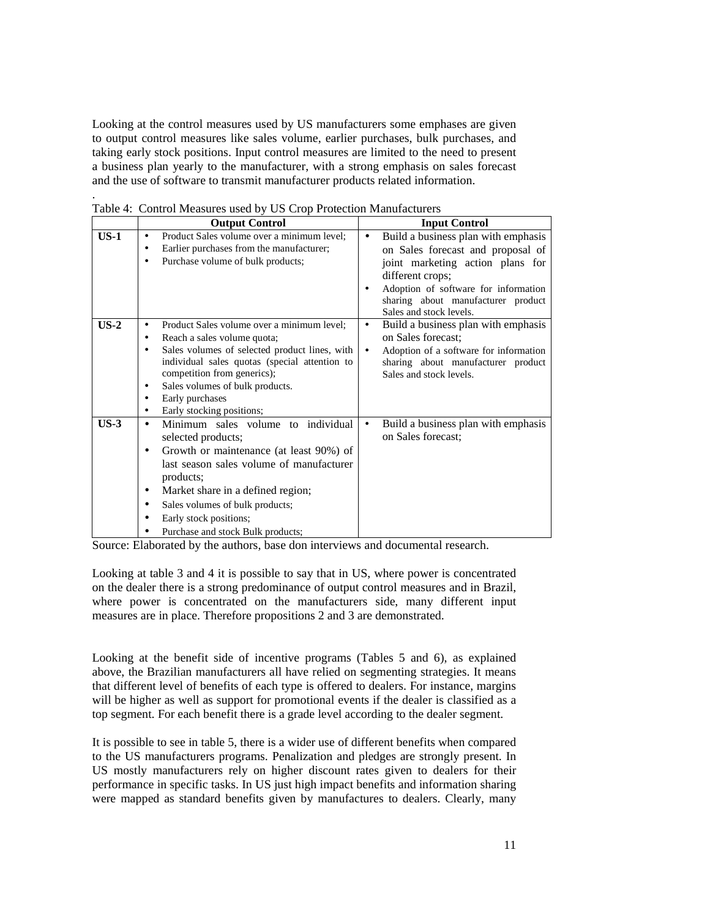Looking at the control measures used by US manufacturers some emphases are given to output control measures like sales volume, earlier purchases, bulk purchases, and taking early stock positions. Input control measures are limited to the need to present a business plan yearly to the manufacturer, with a strong emphasis on sales forecast and the use of software to transmit manufacturer products related information.

.

Table 4: Control Measures used by US Crop Protection Manufacturers

| | Output Control | Input Control |
|---|---|---|
| **US-1** | • Product Sales volume over a minimum level;<br>• Earlier purchases from the manufacturer;<br>• Purchase volume of bulk products; | • Build a business plan with emphasis on Sales forecast and proposal of joint marketing action plans for different crops;<br>• Adoption of software for information sharing about manufacturer product Sales and stock levels. |
| **US-2** | • Product Sales volume over a minimum level;<br>• Reach a sales volume quota;<br>• Sales volumes of selected product lines, with individual sales quotas (special attention to competition from generics);<br>• Sales volumes of bulk products.<br>• Early purchases<br>• Early stocking positions; | • Build a business plan with emphasis on Sales forecast;<br>• Adoption of a software for information sharing about manufacturer product Sales and stock levels. |
| **US-3** | • Minimum sales volume to individual selected products;<br>• Growth or maintenance (at least 90%) of last season sales volume of manufacturer products;<br>• Market share in a defined region;<br>• Sales volumes of bulk products;<br>• Early stock positions;<br>• Purchase and stock Bulk products; | • Build a business plan with emphasis on Sales forecast; |

Source: Elaborated by the authors, base don interviews and documental research.

Looking at table 3 and 4 it is possible to say that in US, where power is concentrated on the dealer there is a strong predominance of output control measures and in Brazil, where power is concentrated on the manufacturers side, many different input measures are in place. Therefore propositions 2 and 3 are demonstrated.

Looking at the benefit side of incentive programs (Tables 5 and 6), as explained above, the Brazilian manufacturers all have relied on segmenting strategies. It means that different level of benefits of each type is offered to dealers. For instance, margins will be higher as well as support for promotional events if the dealer is classified as a top segment. For each benefit there is a grade level according to the dealer segment.

It is possible to see in table 5, there is a wider use of different benefits when compared to the US manufacturers programs. Penalization and pledges are strongly present. In US mostly manufacturers rely on higher discount rates given to dealers for their performance in specific tasks. In US just high impact benefits and information sharing were mapped as standard benefits given by manufactures to dealers. Clearly, many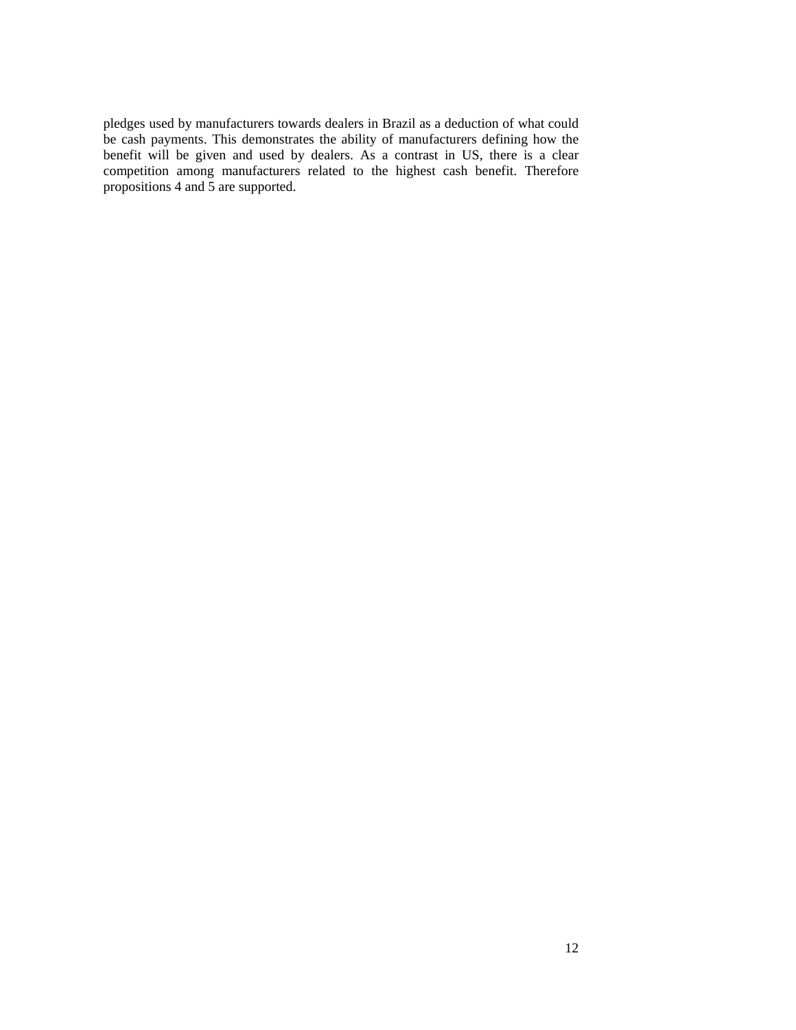pledges used by manufacturers towards dealers in Brazil as a deduction of what could be cash payments. This demonstrates the ability of manufacturers defining how the benefit will be given and used by dealers. As a contrast in US, there is a clear competition among manufacturers related to the highest cash benefit. Therefore propositions 4 and 5 are supported.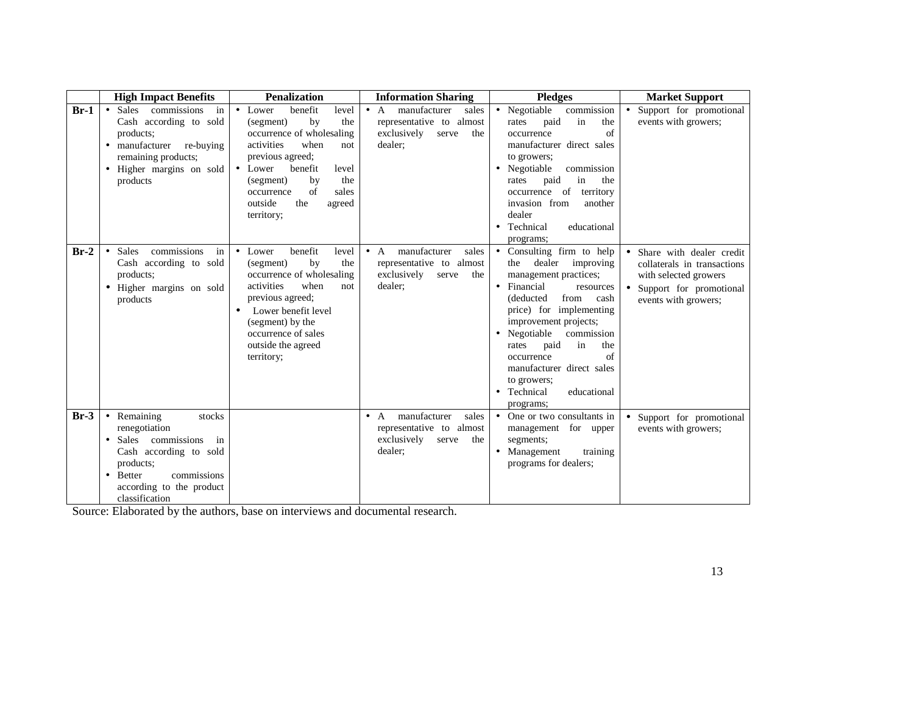| | High Impact Benefits | Penalization | Information Sharing | Pledges | Market Support |
|---|---|---|---|---|---|
| **Br-1** | • Sales commissions in Cash according to sold products;<br>• manufacturer re-buying remaining products;<br>• Higher margins on sold products | • Lower benefit level (segment) by the occurrence of wholesaling activities when not previous agreed;<br>• Lower benefit level (segment) by the occurrence of sales outside the agreed territory; | • A manufacturer sales representative to almost exclusively serve the dealer; | • Negotiable commission rates paid in the occurrence of manufacturer direct sales to growers;<br>• Negotiable commission rates paid in the occurrence of territory invasion from another dealer<br>• Technical educational programs; | • Support for promotional events with growers; |
| **Br-2** | • Sales commissions in Cash according to sold products;<br>• Higher margins on sold products | • Lower benefit level (segment) by the occurrence of wholesaling activities when not previous agreed;<br>• Lower benefit level (segment) by the occurrence of sales outside the agreed territory; | • A manufacturer sales representative to almost exclusively serve the dealer; | • Consulting firm to help the dealer improving management practices;<br>• Financial resources (deducted from cash price) for implementing improvement projects;<br>• Negotiable commission rates paid in the occurrence of manufacturer direct sales to growers;<br>• Technical educational programs; | • Share with dealer credit collaterals in transactions with selected growers<br>• Support for promotional events with growers; |
| **Br-3** | • Remaining stocks renegotiation<br>• Sales commissions in Cash according to sold products;<br>• Better commissions according to the product classification | | • A manufacturer sales representative to almost exclusively serve the dealer; | • One or two consultants in management for upper segments;<br>• Management training programs for dealers; | • Support for promotional events with growers; |

Source: Elaborated by the authors, base on interviews and documental research.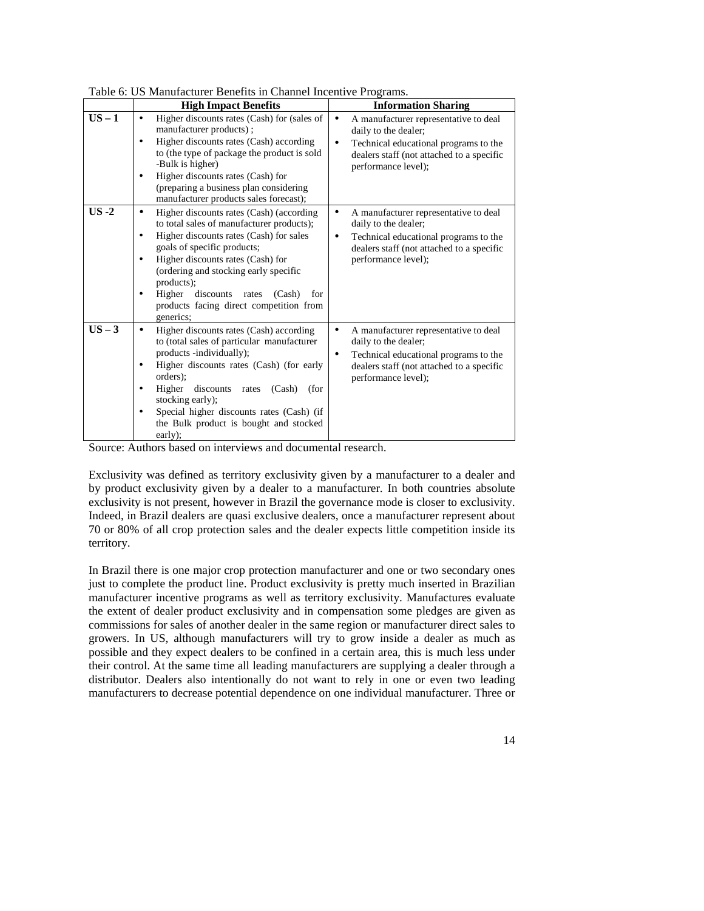Table 6: US Manufacturer Benefits in Channel Incentive Programs.

| | High Impact Benefits | Information Sharing |
|---|---|---|
| **US – 1** | • Higher discounts rates (Cash) for (sales of manufacturer products) ;<br>• Higher discounts rates (Cash) according to (the type of package the product is sold -Bulk is higher)<br>• Higher discounts rates (Cash) for (preparing a business plan considering manufacturer products sales forecast); | • A manufacturer representative to deal daily to the dealer;<br>• Technical educational programs to the dealers staff (not attached to a specific performance level); |
| **US -2** | • Higher discounts rates (Cash) (according to total sales of manufacturer products);<br>• Higher discounts rates (Cash) for sales goals of specific products;<br>• Higher discounts rates (Cash) for (ordering and stocking early specific products);<br>• Higher discounts rates (Cash) for products facing direct competition from generics; | • A manufacturer representative to deal daily to the dealer;<br>• Technical educational programs to the dealers staff (not attached to a specific performance level); |
| **US – 3** | • Higher discounts rates (Cash) according to (total sales of particular manufacturer products -individually);<br>• Higher discounts rates (Cash) (for early orders);<br>• Higher discounts rates (Cash) (for stocking early);<br>• Special higher discounts rates (Cash) (if the Bulk product is bought and stocked early); | • A manufacturer representative to deal daily to the dealer;<br>• Technical educational programs to the dealers staff (not attached to a specific performance level); |

Source: Authors based on interviews and documental research.

Exclusivity was defined as territory exclusivity given by a manufacturer to a dealer and by product exclusivity given by a dealer to a manufacturer. In both countries absolute exclusivity is not present, however in Brazil the governance mode is closer to exclusivity. Indeed, in Brazil dealers are quasi exclusive dealers, once a manufacturer represent about 70 or 80% of all crop protection sales and the dealer expects little competition inside its territory.

In Brazil there is one major crop protection manufacturer and one or two secondary ones just to complete the product line. Product exclusivity is pretty much inserted in Brazilian manufacturer incentive programs as well as territory exclusivity. Manufactures evaluate the extent of dealer product exclusivity and in compensation some pledges are given as commissions for sales of another dealer in the same region or manufacturer direct sales to growers. In US, although manufacturers will try to grow inside a dealer as much as possible and they expect dealers to be confined in a certain area, this is much less under their control. At the same time all leading manufacturers are supplying a dealer through a distributor. Dealers also intentionally do not want to rely in one or even two leading manufacturers to decrease potential dependence on one individual manufacturer. Three or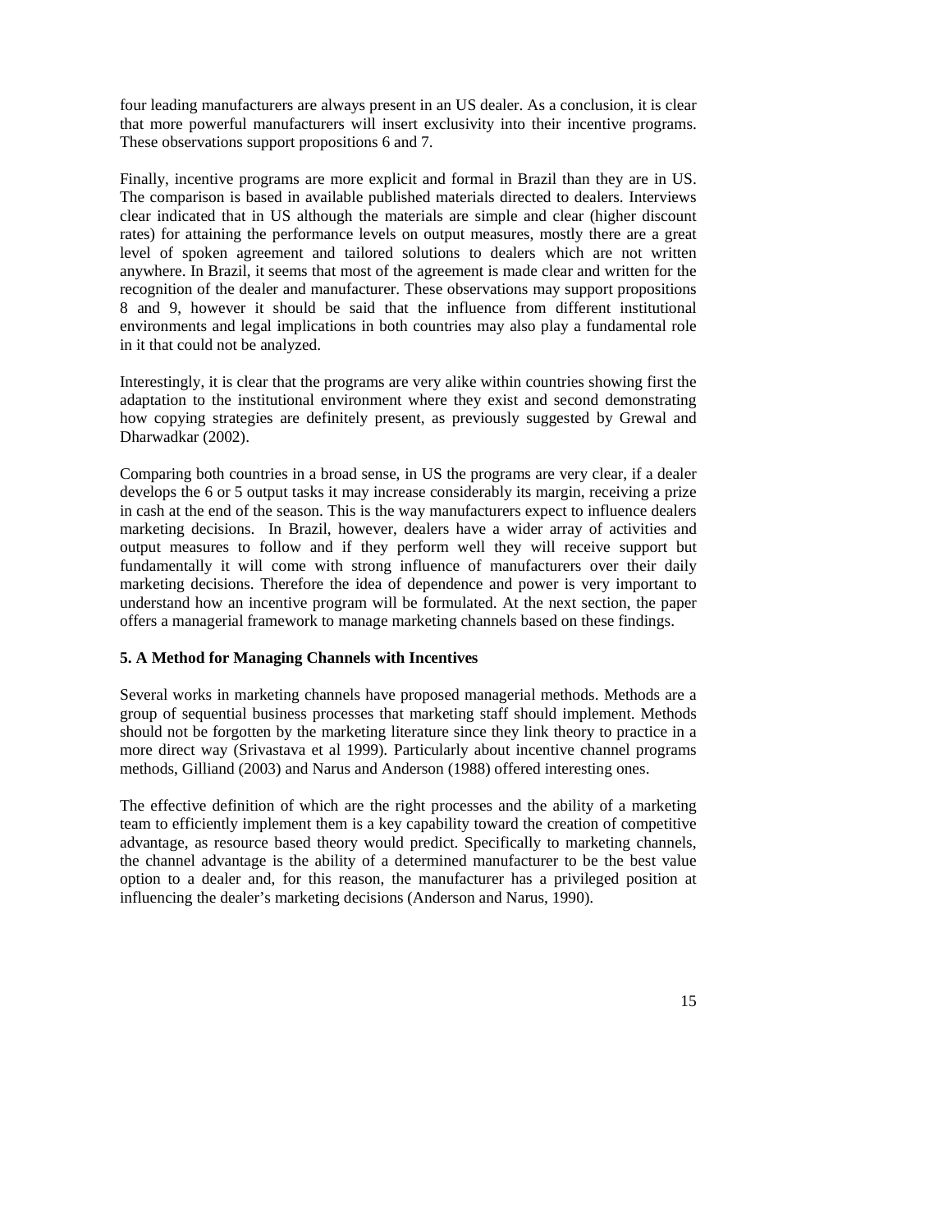four leading manufacturers are always present in an US dealer. As a conclusion, it is clear that more powerful manufacturers will insert exclusivity into their incentive programs. These observations support propositions 6 and 7.

Finally, incentive programs are more explicit and formal in Brazil than they are in US. The comparison is based in available published materials directed to dealers. Interviews clear indicated that in US although the materials are simple and clear (higher discount rates) for attaining the performance levels on output measures, mostly there are a great level of spoken agreement and tailored solutions to dealers which are not written anywhere. In Brazil, it seems that most of the agreement is made clear and written for the recognition of the dealer and manufacturer. These observations may support propositions 8 and 9, however it should be said that the influence from different institutional environments and legal implications in both countries may also play a fundamental role in it that could not be analyzed.

Interestingly, it is clear that the programs are very alike within countries showing first the adaptation to the institutional environment where they exist and second demonstrating how copying strategies are definitely present, as previously suggested by Grewal and Dharwadkar (2002).

Comparing both countries in a broad sense, in US the programs are very clear, if a dealer develops the 6 or 5 output tasks it may increase considerably its margin, receiving a prize in cash at the end of the season. This is the way manufacturers expect to influence dealers marketing decisions. In Brazil, however, dealers have a wider array of activities and output measures to follow and if they perform well they will receive support but fundamentally it will come with strong influence of manufacturers over their daily marketing decisions. Therefore the idea of dependence and power is very important to understand how an incentive program will be formulated. At the next section, the paper offers a managerial framework to manage marketing channels based on these findings.

## 5. A Method for Managing Channels with Incentives

Several works in marketing channels have proposed managerial methods. Methods are a group of sequential business processes that marketing staff should implement. Methods should not be forgotten by the marketing literature since they link theory to practice in a more direct way (Srivastava et al 1999). Particularly about incentive channel programs methods, Gilliand (2003) and Narus and Anderson (1988) offered interesting ones.

The effective definition of which are the right processes and the ability of a marketing team to efficiently implement them is a key capability toward the creation of competitive advantage, as resource based theory would predict. Specifically to marketing channels, the channel advantage is the ability of a determined manufacturer to be the best value option to a dealer and, for this reason, the manufacturer has a privileged position at influencing the dealer's marketing decisions (Anderson and Narus, 1990).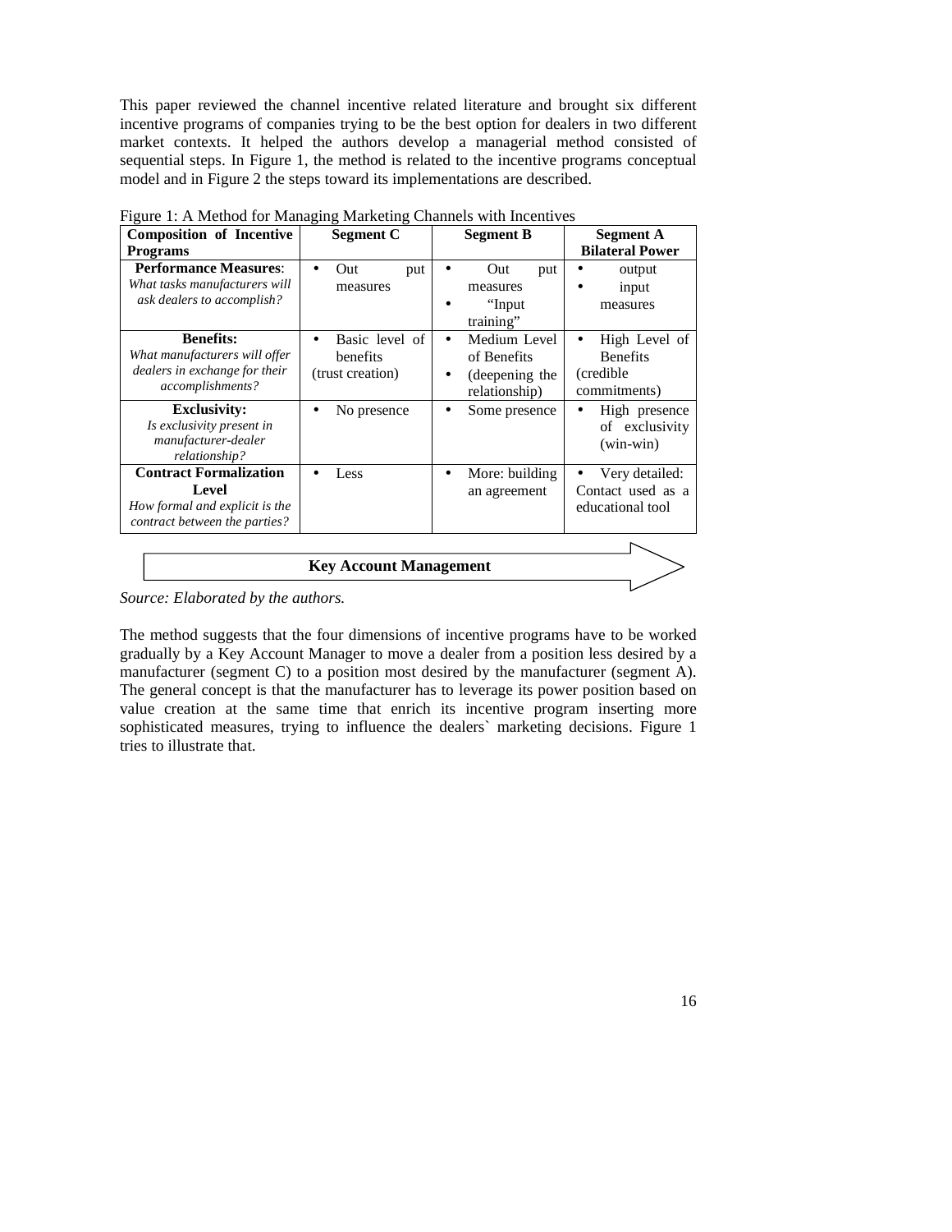This paper reviewed the channel incentive related literature and brought six different incentive programs of companies trying to be the best option for dealers in two different market contexts. It helped the authors develop a managerial method consisted of sequential steps. In Figure 1, the method is related to the incentive programs conceptual model and in Figure 2 the steps toward its implementations are described.

Figure 1: A Method for Managing Marketing Channels with Incentives

| **Composition of Incentive Programs** | **Segment C** | **Segment B** | **Segment A Bilateral Power** |
|---|---|---|---|
| **Performance Measures**: *What tasks manufacturers will ask dealers to accomplish?* | • Out put measures | • Out put measures<br>• "Input training" | • output<br>• input measures |
| **Benefits:** *What manufacturers will offer dealers in exchange for their accomplishments?* | • Basic level of benefits (trust creation) | • Medium Level of Benefits<br>• (deepening the relationship) | • High Level of Benefits (credible commitments) |
| **Exclusivity:** *Is exclusivity present in manufacturer-dealer relationship?* | • No presence | • Some presence | • High presence of exclusivity (win-win) |
| **Contract Formalization Level** *How formal and explicit is the contract between the parties?* | • Less | • More: building an agreement | • Very detailed: Contact used as a educational tool |

**Key Account Management** →

*Source: Elaborated by the authors.*

The method suggests that the four dimensions of incentive programs have to be worked gradually by a Key Account Manager to move a dealer from a position less desired by a manufacturer (segment C) to a position most desired by the manufacturer (segment A). The general concept is that the manufacturer has to leverage its power position based on value creation at the same time that enrich its incentive program inserting more sophisticated measures, trying to influence the dealers` marketing decisions. Figure 1 tries to illustrate that.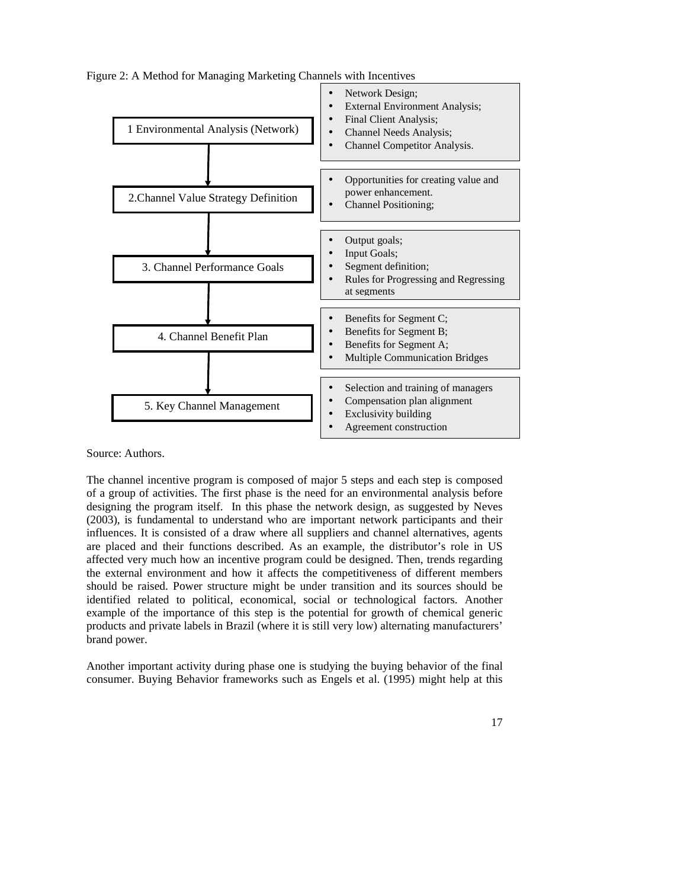Figure 2: A Method for Managing Marketing Channels with Incentives

| Step | Activities |
|---|---|
| 1 Environmental Analysis (Network) | • Network Design;<br>• External Environment Analysis;<br>• Final Client Analysis;<br>• Channel Needs Analysis;<br>• Channel Competitor Analysis. |
| 2.Channel Value Strategy Definition | • Opportunities for creating value and power enhancement.<br>• Channel Positioning; |
| 3. Channel Performance Goals | • Output goals;<br>• Input Goals;<br>• Segment definition;<br>• Rules for Progressing and Regressing at segments |
| 4. Channel Benefit Plan | • Benefits for Segment C;<br>• Benefits for Segment B;<br>• Benefits for Segment A;<br>• Multiple Communication Bridges |
| 5. Key Channel Management | • Selection and training of managers<br>• Compensation plan alignment<br>• Exclusivity building<br>• Agreement construction |

Source: Authors.

The channel incentive program is composed of major 5 steps and each step is composed of a group of activities. The first phase is the need for an environmental analysis before designing the program itself. In this phase the network design, as suggested by Neves (2003), is fundamental to understand who are important network participants and their influences. It is consisted of a draw where all suppliers and channel alternatives, agents are placed and their functions described. As an example, the distributor's role in US affected very much how an incentive program could be designed. Then, trends regarding the external environment and how it affects the competitiveness of different members should be raised. Power structure might be under transition and its sources should be identified related to political, economical, social or technological factors. Another example of the importance of this step is the potential for growth of chemical generic products and private labels in Brazil (where it is still very low) alternating manufacturers' brand power.

Another important activity during phase one is studying the buying behavior of the final consumer. Buying Behavior frameworks such as Engels et al. (1995) might help at this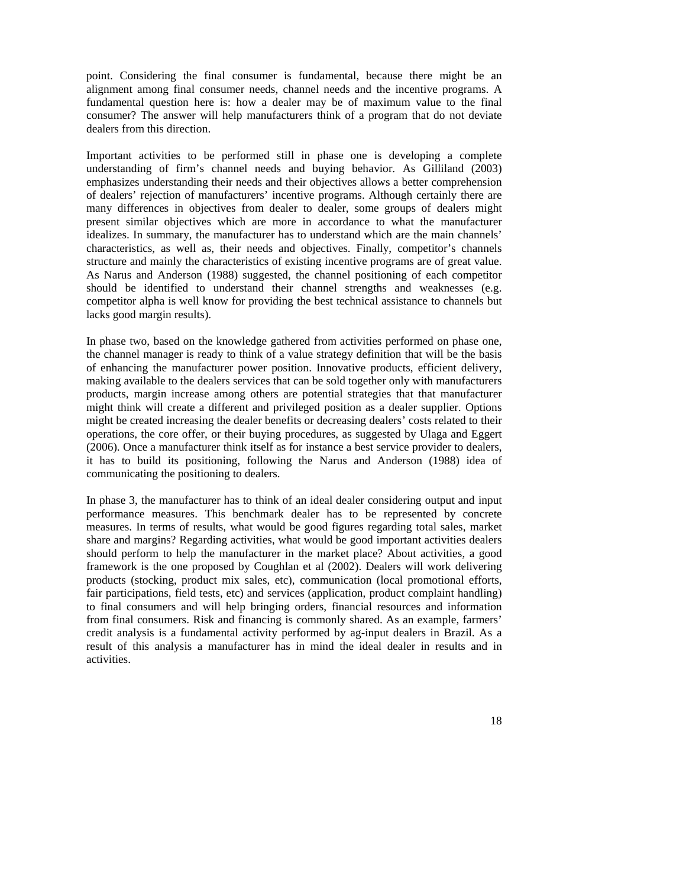point. Considering the final consumer is fundamental, because there might be an alignment among final consumer needs, channel needs and the incentive programs. A fundamental question here is: how a dealer may be of maximum value to the final consumer? The answer will help manufacturers think of a program that do not deviate dealers from this direction.

Important activities to be performed still in phase one is developing a complete understanding of firm's channel needs and buying behavior. As Gilliland (2003) emphasizes understanding their needs and their objectives allows a better comprehension of dealers' rejection of manufacturers' incentive programs. Although certainly there are many differences in objectives from dealer to dealer, some groups of dealers might present similar objectives which are more in accordance to what the manufacturer idealizes. In summary, the manufacturer has to understand which are the main channels' characteristics, as well as, their needs and objectives. Finally, competitor's channels structure and mainly the characteristics of existing incentive programs are of great value. As Narus and Anderson (1988) suggested, the channel positioning of each competitor should be identified to understand their channel strengths and weaknesses (e.g. competitor alpha is well know for providing the best technical assistance to channels but lacks good margin results).

In phase two, based on the knowledge gathered from activities performed on phase one, the channel manager is ready to think of a value strategy definition that will be the basis of enhancing the manufacturer power position. Innovative products, efficient delivery, making available to the dealers services that can be sold together only with manufacturers products, margin increase among others are potential strategies that that manufacturer might think will create a different and privileged position as a dealer supplier. Options might be created increasing the dealer benefits or decreasing dealers' costs related to their operations, the core offer, or their buying procedures, as suggested by Ulaga and Eggert (2006). Once a manufacturer think itself as for instance a best service provider to dealers, it has to build its positioning, following the Narus and Anderson (1988) idea of communicating the positioning to dealers.

In phase 3, the manufacturer has to think of an ideal dealer considering output and input performance measures. This benchmark dealer has to be represented by concrete measures. In terms of results, what would be good figures regarding total sales, market share and margins? Regarding activities, what would be good important activities dealers should perform to help the manufacturer in the market place? About activities, a good framework is the one proposed by Coughlan et al (2002). Dealers will work delivering products (stocking, product mix sales, etc), communication (local promotional efforts, fair participations, field tests, etc) and services (application, product complaint handling) to final consumers and will help bringing orders, financial resources and information from final consumers. Risk and financing is commonly shared. As an example, farmers' credit analysis is a fundamental activity performed by ag-input dealers in Brazil. As a result of this analysis a manufacturer has in mind the ideal dealer in results and in activities.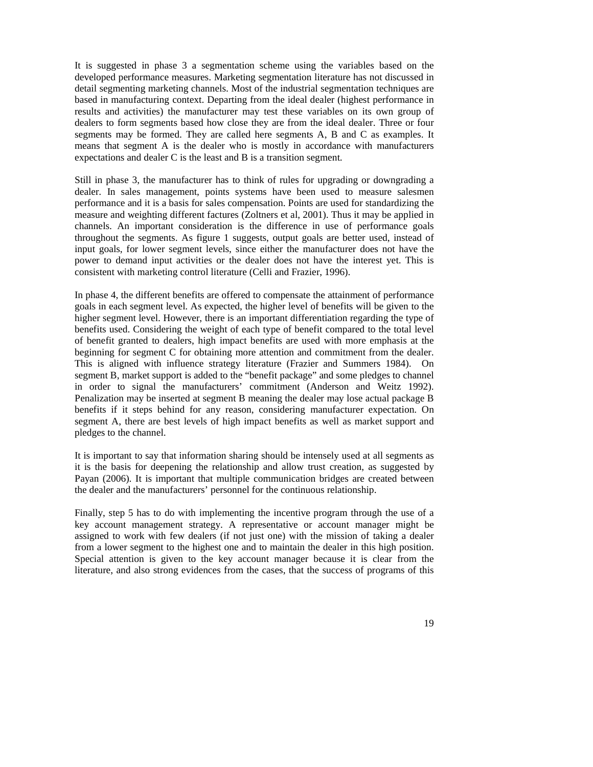It is suggested in phase 3 a segmentation scheme using the variables based on the developed performance measures. Marketing segmentation literature has not discussed in detail segmenting marketing channels. Most of the industrial segmentation techniques are based in manufacturing context. Departing from the ideal dealer (highest performance in results and activities) the manufacturer may test these variables on its own group of dealers to form segments based how close they are from the ideal dealer. Three or four segments may be formed. They are called here segments A, B and C as examples. It means that segment A is the dealer who is mostly in accordance with manufacturers expectations and dealer C is the least and B is a transition segment.

Still in phase 3, the manufacturer has to think of rules for upgrading or downgrading a dealer. In sales management, points systems have been used to measure salesmen performance and it is a basis for sales compensation. Points are used for standardizing the measure and weighting different factures (Zoltners et al, 2001). Thus it may be applied in channels. An important consideration is the difference in use of performance goals throughout the segments. As figure 1 suggests, output goals are better used, instead of input goals, for lower segment levels, since either the manufacturer does not have the power to demand input activities or the dealer does not have the interest yet. This is consistent with marketing control literature (Celli and Frazier, 1996).

In phase 4, the different benefits are offered to compensate the attainment of performance goals in each segment level. As expected, the higher level of benefits will be given to the higher segment level. However, there is an important differentiation regarding the type of benefits used. Considering the weight of each type of benefit compared to the total level of benefit granted to dealers, high impact benefits are used with more emphasis at the beginning for segment C for obtaining more attention and commitment from the dealer. This is aligned with influence strategy literature (Frazier and Summers 1984). On segment B, market support is added to the "benefit package" and some pledges to channel in order to signal the manufacturers' commitment (Anderson and Weitz 1992). Penalization may be inserted at segment B meaning the dealer may lose actual package B benefits if it steps behind for any reason, considering manufacturer expectation. On segment A, there are best levels of high impact benefits as well as market support and pledges to the channel.

It is important to say that information sharing should be intensely used at all segments as it is the basis for deepening the relationship and allow trust creation, as suggested by Payan (2006). It is important that multiple communication bridges are created between the dealer and the manufacturers' personnel for the continuous relationship.

Finally, step 5 has to do with implementing the incentive program through the use of a key account management strategy. A representative or account manager might be assigned to work with few dealers (if not just one) with the mission of taking a dealer from a lower segment to the highest one and to maintain the dealer in this high position. Special attention is given to the key account manager because it is clear from the literature, and also strong evidences from the cases, that the success of programs of this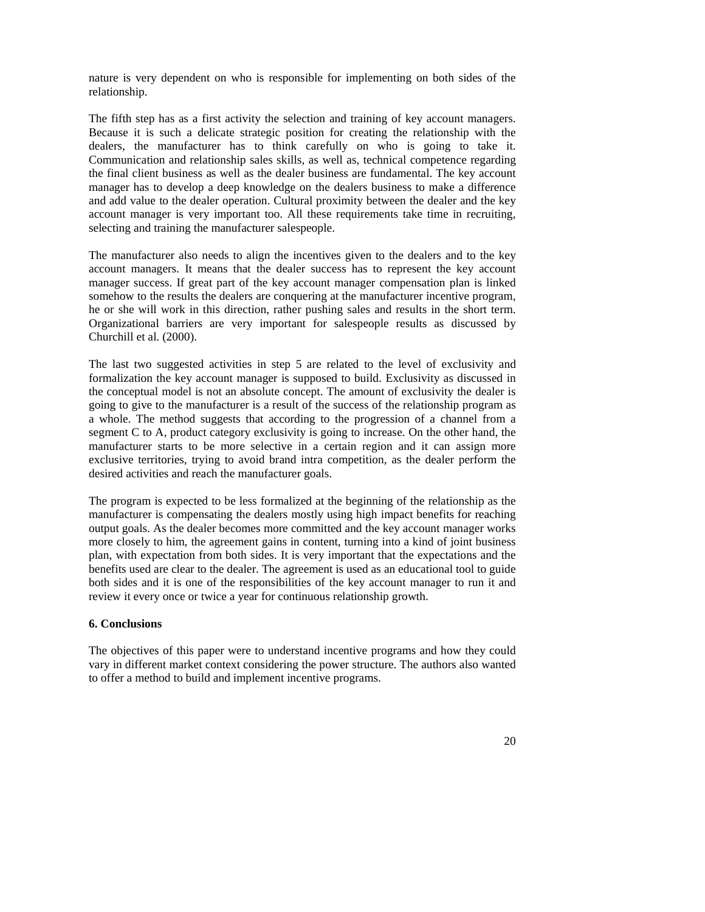nature is very dependent on who is responsible for implementing on both sides of the relationship.

The fifth step has as a first activity the selection and training of key account managers. Because it is such a delicate strategic position for creating the relationship with the dealers, the manufacturer has to think carefully on who is going to take it. Communication and relationship sales skills, as well as, technical competence regarding the final client business as well as the dealer business are fundamental. The key account manager has to develop a deep knowledge on the dealers business to make a difference and add value to the dealer operation. Cultural proximity between the dealer and the key account manager is very important too. All these requirements take time in recruiting, selecting and training the manufacturer salespeople.

The manufacturer also needs to align the incentives given to the dealers and to the key account managers. It means that the dealer success has to represent the key account manager success. If great part of the key account manager compensation plan is linked somehow to the results the dealers are conquering at the manufacturer incentive program, he or she will work in this direction, rather pushing sales and results in the short term. Organizational barriers are very important for salespeople results as discussed by Churchill et al. (2000).

The last two suggested activities in step 5 are related to the level of exclusivity and formalization the key account manager is supposed to build. Exclusivity as discussed in the conceptual model is not an absolute concept. The amount of exclusivity the dealer is going to give to the manufacturer is a result of the success of the relationship program as a whole. The method suggests that according to the progression of a channel from a segment C to A, product category exclusivity is going to increase. On the other hand, the manufacturer starts to be more selective in a certain region and it can assign more exclusive territories, trying to avoid brand intra competition, as the dealer perform the desired activities and reach the manufacturer goals.

The program is expected to be less formalized at the beginning of the relationship as the manufacturer is compensating the dealers mostly using high impact benefits for reaching output goals. As the dealer becomes more committed and the key account manager works more closely to him, the agreement gains in content, turning into a kind of joint business plan, with expectation from both sides. It is very important that the expectations and the benefits used are clear to the dealer. The agreement is used as an educational tool to guide both sides and it is one of the responsibilities of the key account manager to run it and review it every once or twice a year for continuous relationship growth.

## 6. Conclusions

The objectives of this paper were to understand incentive programs and how they could vary in different market context considering the power structure. The authors also wanted to offer a method to build and implement incentive programs.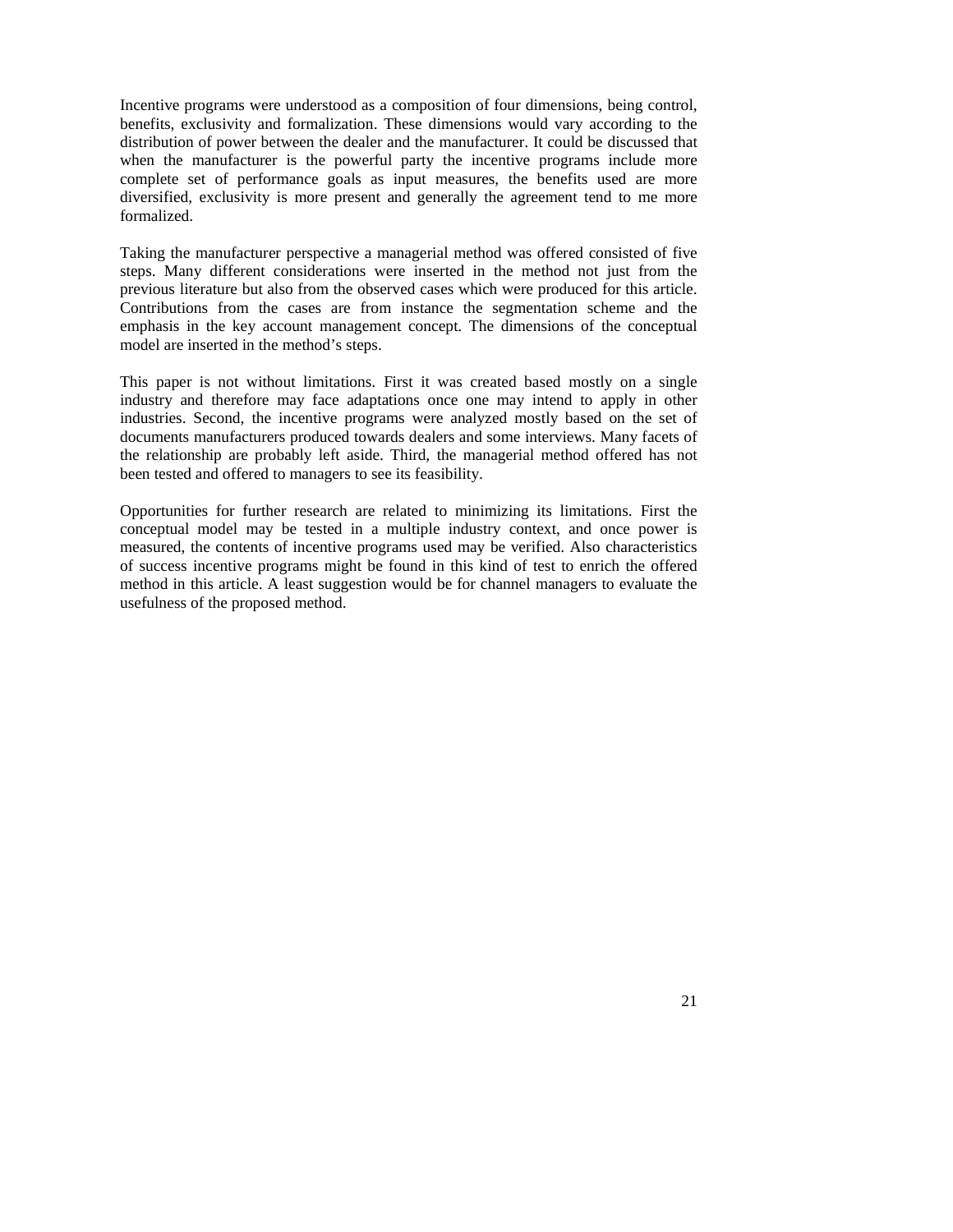Incentive programs were understood as a composition of four dimensions, being control, benefits, exclusivity and formalization. These dimensions would vary according to the distribution of power between the dealer and the manufacturer. It could be discussed that when the manufacturer is the powerful party the incentive programs include more complete set of performance goals as input measures, the benefits used are more diversified, exclusivity is more present and generally the agreement tend to me more formalized.

Taking the manufacturer perspective a managerial method was offered consisted of five steps. Many different considerations were inserted in the method not just from the previous literature but also from the observed cases which were produced for this article. Contributions from the cases are from instance the segmentation scheme and the emphasis in the key account management concept. The dimensions of the conceptual model are inserted in the method's steps.

This paper is not without limitations. First it was created based mostly on a single industry and therefore may face adaptations once one may intend to apply in other industries. Second, the incentive programs were analyzed mostly based on the set of documents manufacturers produced towards dealers and some interviews. Many facets of the relationship are probably left aside. Third, the managerial method offered has not been tested and offered to managers to see its feasibility.

Opportunities for further research are related to minimizing its limitations. First the conceptual model may be tested in a multiple industry context, and once power is measured, the contents of incentive programs used may be verified. Also characteristics of success incentive programs might be found in this kind of test to enrich the offered method in this article. A least suggestion would be for channel managers to evaluate the usefulness of the proposed method.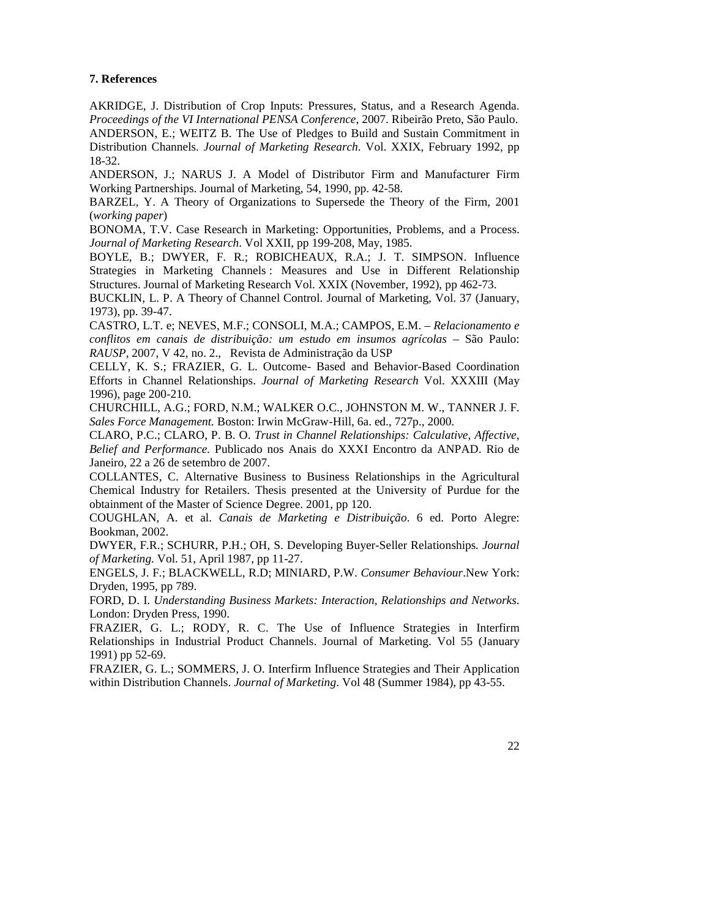### 7. References

AKRIDGE, J. Distribution of Crop Inputs: Pressures, Status, and a Research Agenda. *Proceedings of the VI International PENSA Conference*, 2007. Ribeirão Preto, São Paulo.

ANDERSON, E.; WEITZ B. The Use of Pledges to Build and Sustain Commitment in Distribution Channels. *Journal of Marketing Research*. Vol. XXIX, February 1992, pp 18-32.

ANDERSON, J.; NARUS J. A Model of Distributor Firm and Manufacturer Firm Working Partnerships. Journal of Marketing, 54, 1990, pp. 42-58.

BARZEL, Y. A Theory of Organizations to Supersede the Theory of the Firm, 2001 (*working paper*)

BONOMA, T.V. Case Research in Marketing: Opportunities, Problems, and a Process. *Journal of Marketing Research*. Vol XXII, pp 199-208, May, 1985.

BOYLE, B.; DWYER, F. R.; ROBICHEAUX, R.A.; J. T. SIMPSON. Influence Strategies in Marketing Channels : Measures and Use in Different Relationship Structures. Journal of Marketing Research Vol. XXIX (November, 1992), pp 462-73.

BUCKLIN, L. P. A Theory of Channel Control. Journal of Marketing, Vol. 37 (January, 1973), pp. 39-47.

CASTRO, L.T. e; NEVES, M.F.; CONSOLI, M.A.; CAMPOS, E.M. – *Relacionamento e conflitos em canais de distribuição: um estudo em insumos agrícolas* – São Paulo: *RAUSP*, 2007, V 42, no. 2., Revista de Administração da USP

CELLY, K. S.; FRAZIER, G. L. Outcome- Based and Behavior-Based Coordination Efforts in Channel Relationships. *Journal of Marketing Research* Vol. XXXIII (May 1996), page 200-210.

CHURCHILL, A.G.; FORD, N.M.; WALKER O.C., JOHNSTON M. W., TANNER J. F. *Sales Force Management.* Boston: Irwin McGraw-Hill, 6a. ed., 727p., 2000.

CLARO, P.C.; CLARO, P. B. O. *Trust in Channel Relationships: Calculative, Affective, Belief and Performance.* Publicado nos Anais do XXXI Encontro da ANPAD. Rio de Janeiro, 22 a 26 de setembro de 2007.

COLLANTES, C. Alternative Business to Business Relationships in the Agricultural Chemical Industry for Retailers. Thesis presented at the University of Purdue for the obtainment of the Master of Science Degree. 2001, pp 120.

COUGHLAN, A. et al. *Canais de Marketing e Distribuição*. 6 ed. Porto Alegre: Bookman, 2002.

DWYER, F.R.; SCHURR, P.H.; OH, S. Developing Buyer-Seller Relationships*. Journal of Marketing.* Vol. 51, April 1987, pp 11-27.

ENGELS, J. F.; BLACKWELL, R.D; MINIARD, P.W. *Consumer Behaviour*.New York: Dryden, 1995, pp 789.

FORD, D. I. *Understanding Business Markets: Interaction, Relationships and Networks*. London: Dryden Press, 1990.

FRAZIER, G. L.; RODY, R. C. The Use of Influence Strategies in Interfirm Relationships in Industrial Product Channels. Journal of Marketing. Vol 55 (January 1991) pp 52-69.

FRAZIER, G. L.; SOMMERS, J. O. Interfirm Influence Strategies and Their Application within Distribution Channels. *Journal of Marketing*. Vol 48 (Summer 1984), pp 43-55.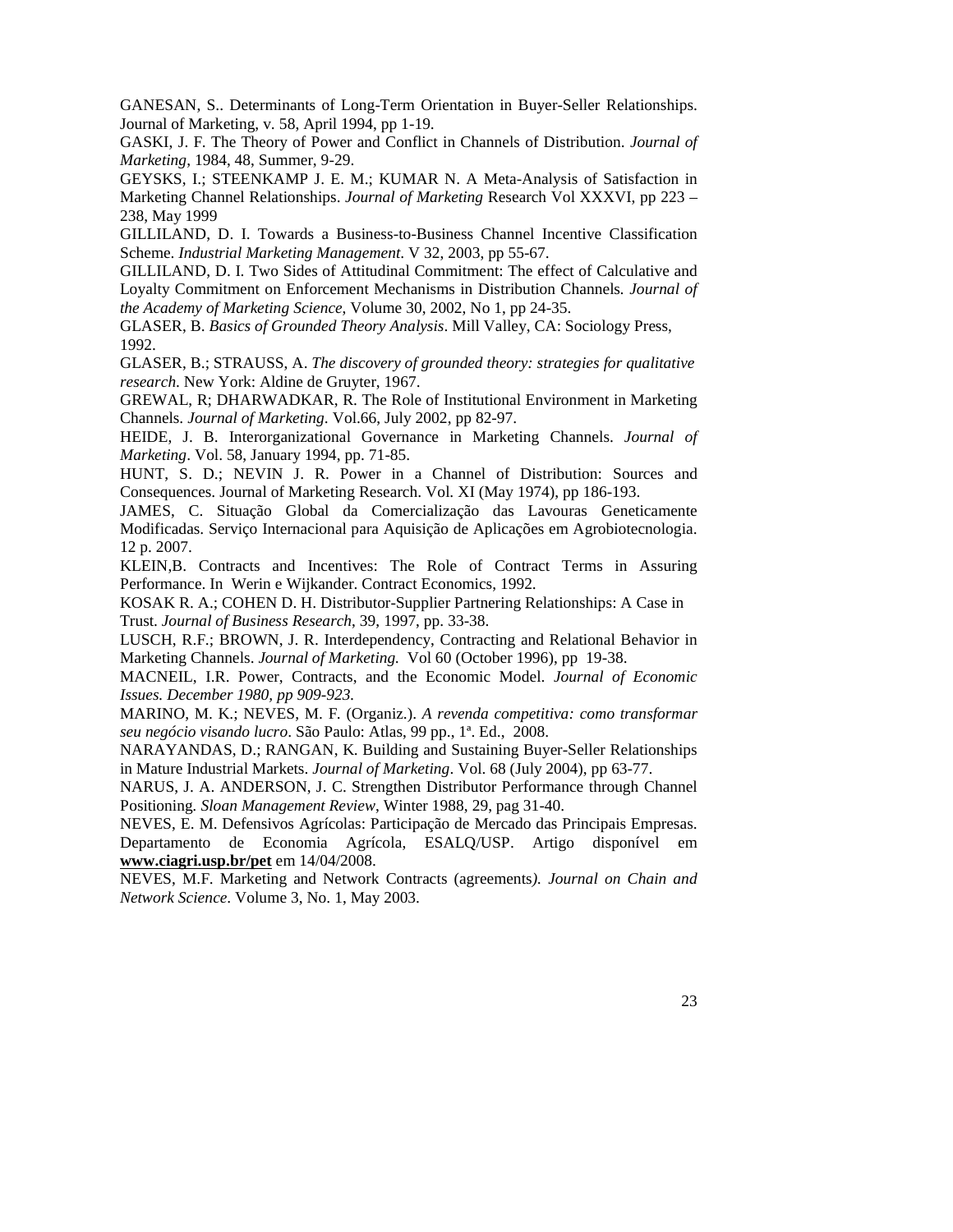GANESAN, S.. Determinants of Long-Term Orientation in Buyer-Seller Relationships. Journal of Marketing, v. 58, April 1994, pp 1-19.

GASKI, J. F. The Theory of Power and Conflict in Channels of Distribution. *Journal of Marketing*, 1984, 48, Summer, 9-29.

GEYSKS, I.; STEENKAMP J. E. M.; KUMAR N. A Meta-Analysis of Satisfaction in Marketing Channel Relationships. *Journal of Marketing* Research Vol XXXVI, pp 223 – 238, May 1999

GILLILAND, D. I. Towards a Business-to-Business Channel Incentive Classification Scheme. *Industrial Marketing Management*. V 32, 2003, pp 55-67.

GILLILAND, D. I. Two Sides of Attitudinal Commitment: The effect of Calculative and Loyalty Commitment on Enforcement Mechanisms in Distribution Channels. *Journal of the Academy of Marketing Science*, Volume 30, 2002, No 1, pp 24-35.

GLASER, B. *Basics of Grounded Theory Analysis*. Mill Valley, CA: Sociology Press, 1992.

GLASER, B.; STRAUSS, A. *The discovery of grounded theory: strategies for qualitative research*. New York: Aldine de Gruyter, 1967.

GREWAL, R; DHARWADKAR, R. The Role of Institutional Environment in Marketing Channels. *Journal of Marketing*. Vol.66, July 2002, pp 82-97.

HEIDE, J. B. Interorganizational Governance in Marketing Channels. *Journal of Marketing*. Vol. 58, January 1994, pp. 71-85.

HUNT, S. D.; NEVIN J. R. Power in a Channel of Distribution: Sources and Consequences. Journal of Marketing Research. Vol. XI (May 1974), pp 186-193.

JAMES, C. Situação Global da Comercialização das Lavouras Geneticamente Modificadas. Serviço Internacional para Aquisição de Aplicações em Agrobiotecnologia. 12 p. 2007.

KLEIN,B. Contracts and Incentives: The Role of Contract Terms in Assuring Performance. In Werin e Wijkander. Contract Economics, 1992.

KOSAK R. A.; COHEN D. H. Distributor-Supplier Partnering Relationships: A Case in Trust. *Journal of Business Research*, 39, 1997, pp. 33-38.

LUSCH, R.F.; BROWN, J. R. Interdependency, Contracting and Relational Behavior in Marketing Channels. *Journal of Marketing.* Vol 60 (October 1996), pp 19-38.

MACNEIL, I.R. Power, Contracts, and the Economic Model. *Journal of Economic Issues. December 1980, pp 909-923.*

MARINO, M. K.; NEVES, M. F. (Organiz.). *A revenda competitiva: como transformar seu negócio visando lucro*. São Paulo: Atlas, 99 pp., 1ª. Ed., 2008.

NARAYANDAS, D.; RANGAN, K. Building and Sustaining Buyer-Seller Relationships in Mature Industrial Markets. *Journal of Marketing*. Vol. 68 (July 2004), pp 63-77.

NARUS, J. A. ANDERSON, J. C. Strengthen Distributor Performance through Channel Positioning. *Sloan Management Review*, Winter 1988, 29, pag 31-40.

NEVES, E. M. Defensivos Agrícolas: Participação de Mercado das Principais Empresas. Departamento de Economia Agrícola, ESALQ/USP. Artigo disponível em **www.ciagri.usp.br/pet** em 14/04/2008.

NEVES, M.F. Marketing and Network Contracts (agreements*). Journal on Chain and Network Science*. Volume 3, No. 1, May 2003.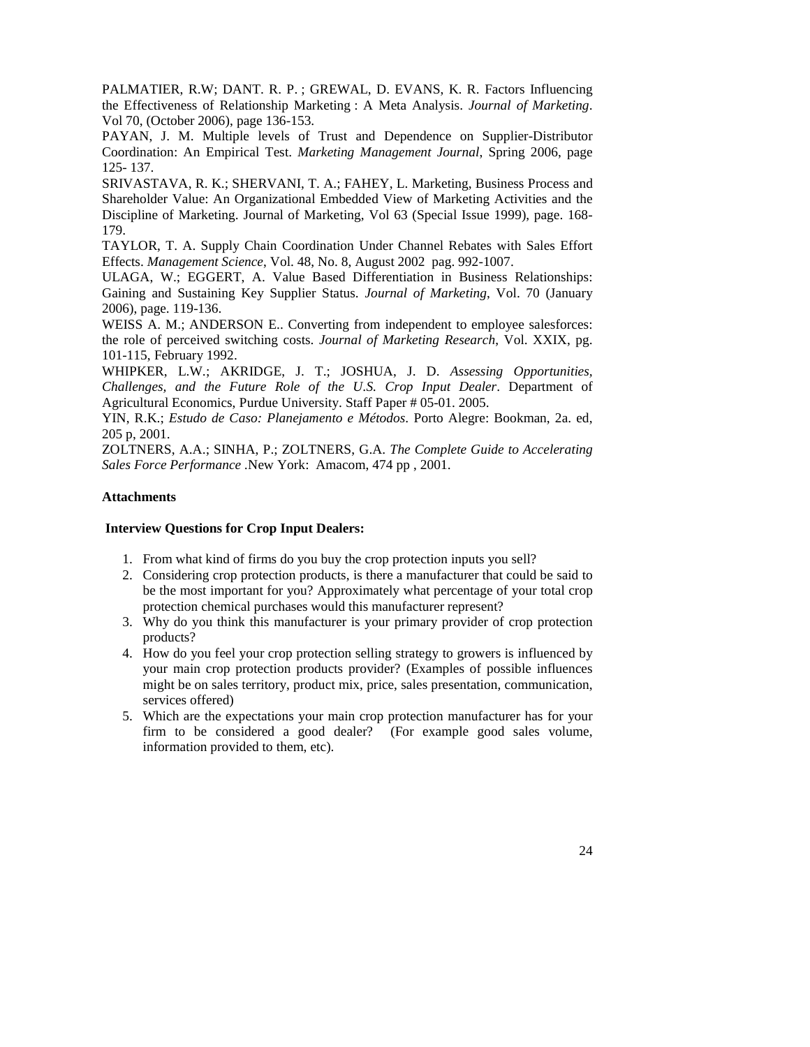PALMATIER, R.W; DANT. R. P. ; GREWAL, D. EVANS, K. R. Factors Influencing the Effectiveness of Relationship Marketing : A Meta Analysis. *Journal of Marketing*. Vol 70, (October 2006), page 136-153.

PAYAN, J. M. Multiple levels of Trust and Dependence on Supplier-Distributor Coordination: An Empirical Test. *Marketing Management Journal*, Spring 2006, page 125- 137.

SRIVASTAVA, R. K.; SHERVANI, T. A.; FAHEY, L. Marketing, Business Process and Shareholder Value: An Organizational Embedded View of Marketing Activities and the Discipline of Marketing. Journal of Marketing, Vol 63 (Special Issue 1999), page. 168-179.

TAYLOR, T. A. Supply Chain Coordination Under Channel Rebates with Sales Effort Effects. *Management Science*, Vol. 48, No. 8, August 2002 pag. 992-1007.

ULAGA, W.; EGGERT, A. Value Based Differentiation in Business Relationships: Gaining and Sustaining Key Supplier Status. *Journal of Marketing*, Vol. 70 (January 2006), page. 119-136.

WEISS A. M.; ANDERSON E.. Converting from independent to employee salesforces: the role of perceived switching costs. *Journal of Marketing Research*, Vol. XXIX, pg. 101-115, February 1992.

WHIPKER, L.W.; AKRIDGE, J. T.; JOSHUA, J. D. *Assessing Opportunities, Challenges, and the Future Role of the U.S. Crop Input Dealer*. Department of Agricultural Economics, Purdue University. Staff Paper # 05-01. 2005.

YIN, R.K.; *Estudo de Caso: Planejamento e Métodos*. Porto Alegre: Bookman, 2a. ed, 205 p, 2001.

ZOLTNERS, A.A.; SINHA, P.; ZOLTNERS, G.A. *The Complete Guide to Accelerating Sales Force Performance* .New York: Amacom, 474 pp , 2001.

**Attachments**

**Interview Questions for Crop Input Dealers:**

1. From what kind of firms do you buy the crop protection inputs you sell?
2. Considering crop protection products, is there a manufacturer that could be said to be the most important for you? Approximately what percentage of your total crop protection chemical purchases would this manufacturer represent?
3. Why do you think this manufacturer is your primary provider of crop protection products?
4. How do you feel your crop protection selling strategy to growers is influenced by your main crop protection products provider? (Examples of possible influences might be on sales territory, product mix, price, sales presentation, communication, services offered)
5. Which are the expectations your main crop protection manufacturer has for your firm to be considered a good dealer? (For example good sales volume, information provided to them, etc).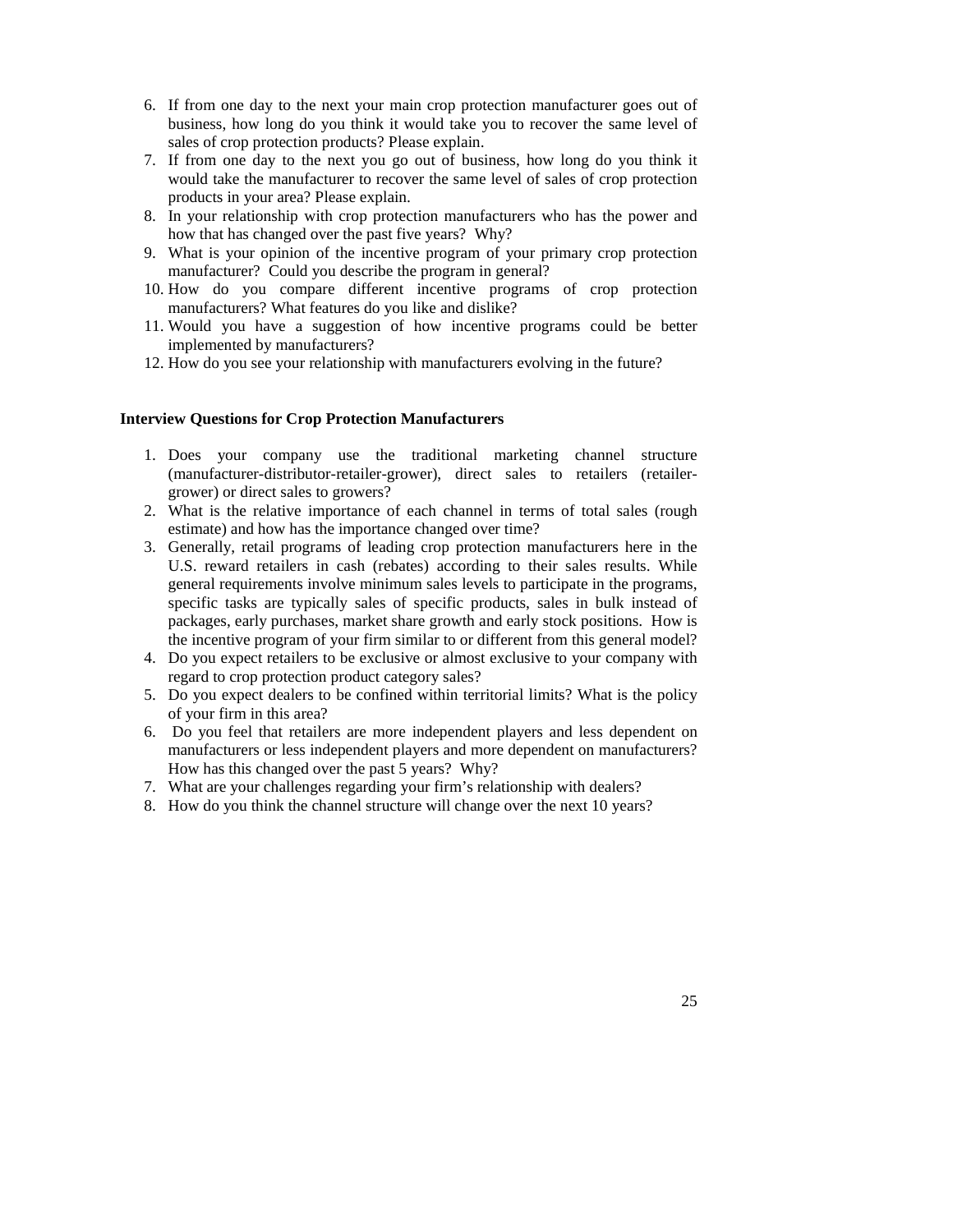6. If from one day to the next your main crop protection manufacturer goes out of business, how long do you think it would take you to recover the same level of sales of crop protection products? Please explain.
7. If from one day to the next you go out of business, how long do you think it would take the manufacturer to recover the same level of sales of crop protection products in your area? Please explain.
8. In your relationship with crop protection manufacturers who has the power and how that has changed over the past five years? Why?
9. What is your opinion of the incentive program of your primary crop protection manufacturer? Could you describe the program in general?
10. How do you compare different incentive programs of crop protection manufacturers? What features do you like and dislike?
11. Would you have a suggestion of how incentive programs could be better implemented by manufacturers?
12. How do you see your relationship with manufacturers evolving in the future?

**Interview Questions for Crop Protection Manufacturers**

1. Does your company use the traditional marketing channel structure (manufacturer-distributor-retailer-grower), direct sales to retailers (retailer-grower) or direct sales to growers?
2. What is the relative importance of each channel in terms of total sales (rough estimate) and how has the importance changed over time?
3. Generally, retail programs of leading crop protection manufacturers here in the U.S. reward retailers in cash (rebates) according to their sales results. While general requirements involve minimum sales levels to participate in the programs, specific tasks are typically sales of specific products, sales in bulk instead of packages, early purchases, market share growth and early stock positions. How is the incentive program of your firm similar to or different from this general model?
4. Do you expect retailers to be exclusive or almost exclusive to your company with regard to crop protection product category sales?
5. Do you expect dealers to be confined within territorial limits? What is the policy of your firm in this area?
6. Do you feel that retailers are more independent players and less dependent on manufacturers or less independent players and more dependent on manufacturers? How has this changed over the past 5 years? Why?
7. What are your challenges regarding your firm's relationship with dealers?
8. How do you think the channel structure will change over the next 10 years?